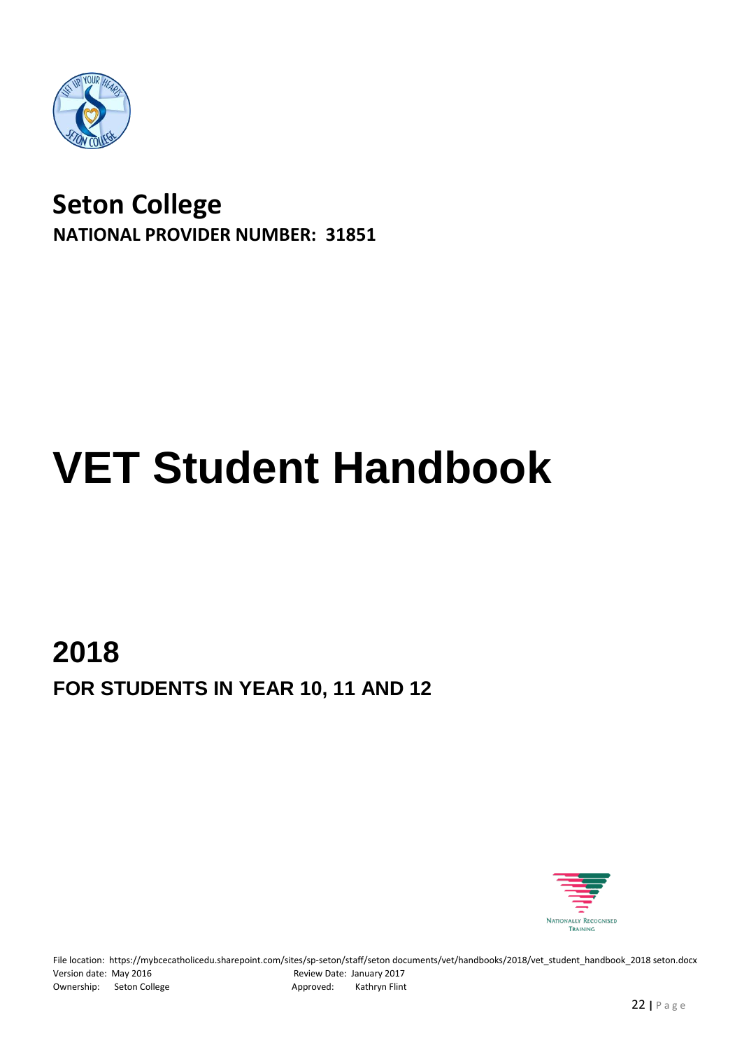# Seton College

**NATIONAL PROVIDER NUMBER: 31851**

# VET Student Handbook

## 2018

### FOR STUDENTS IN YEAR 10, 11 AND 12

File location: https://mybcecatholicedu.sharepoint.com/sites/sp-seton/staff/seton documents/vet/handbooks/2018/vet_student_handbook_2018 seton.docx
Version date: May 2016 Review Date: January 2017
Ownership: Seton College Approved: Kathryn Flint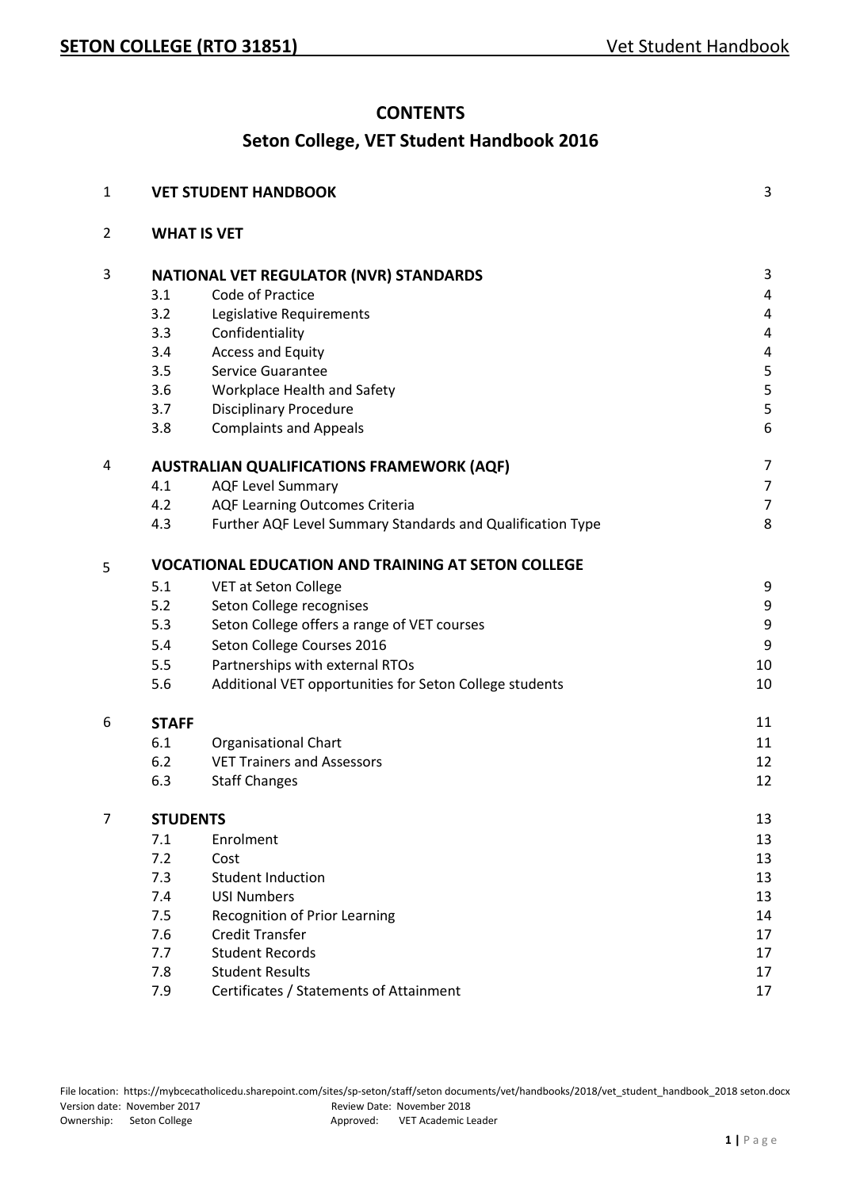# CONTENTS

## Seton College, VET Student Handbook 2016

| | | | |
|---|---|---|---|
| 1 | **VET STUDENT HANDBOOK** | | 3 |
| 2 | **WHAT IS VET** | | |
| 3 | **NATIONAL VET REGULATOR (NVR) STANDARDS** | | 3 |
| | 3.1 | Code of Practice | 4 |
| | 3.2 | Legislative Requirements | 4 |
| | 3.3 | Confidentiality | 4 |
| | 3.4 | Access and Equity | 4 |
| | 3.5 | Service Guarantee | 5 |
| | 3.6 | Workplace Health and Safety | 5 |
| | 3.7 | Disciplinary Procedure | 5 |
| | 3.8 | Complaints and Appeals | 6 |
| 4 | **AUSTRALIAN QUALIFICATIONS FRAMEWORK (AQF)** | | 7 |
| | 4.1 | AQF Level Summary | 7 |
| | 4.2 | AQF Learning Outcomes Criteria | 7 |
| | 4.3 | Further AQF Level Summary Standards and Qualification Type | 8 |
| 5 | **VOCATIONAL EDUCATION AND TRAINING AT SETON COLLEGE** | | |
| | 5.1 | VET at Seton College | 9 |
| | 5.2 | Seton College recognises | 9 |
| | 5.3 | Seton College offers a range of VET courses | 9 |
| | 5.4 | Seton College Courses 2016 | 9 |
| | 5.5 | Partnerships with external RTOs | 10 |
| | 5.6 | Additional VET opportunities for Seton College students | 10 |
| 6 | **STAFF** | | 11 |
| | 6.1 | Organisational Chart | 11 |
| | 6.2 | VET Trainers and Assessors | 12 |
| | 6.3 | Staff Changes | 12 |
| 7 | **STUDENTS** | | 13 |
| | 7.1 | Enrolment | 13 |
| | 7.2 | Cost | 13 |
| | 7.3 | Student Induction | 13 |
| | 7.4 | USI Numbers | 13 |
| | 7.5 | Recognition of Prior Learning | 14 |
| | 7.6 | Credit Transfer | 17 |
| | 7.7 | Student Records | 17 |
| | 7.8 | Student Results | 17 |
| | 7.9 | Certificates / Statements of Attainment | 17 |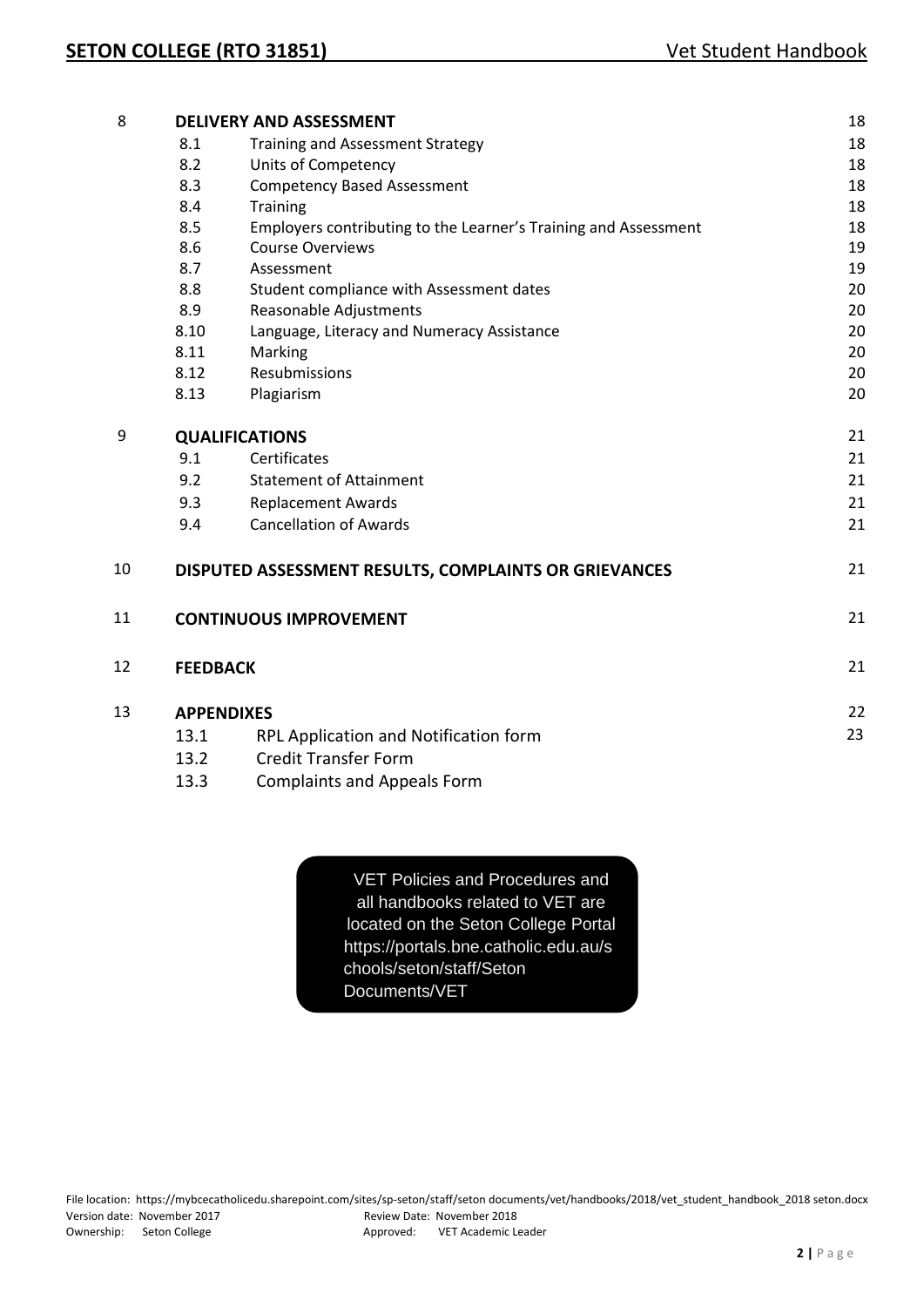| | | | |
|---|---|---|---|
| 8 | **DELIVERY AND ASSESSMENT** | | 18 |
| | 8.1 | Training and Assessment Strategy | 18 |
| | 8.2 | Units of Competency | 18 |
| | 8.3 | Competency Based Assessment | 18 |
| | 8.4 | Training | 18 |
| | 8.5 | Employers contributing to the Learner's Training and Assessment | 18 |
| | 8.6 | Course Overviews | 19 |
| | 8.7 | Assessment | 19 |
| | 8.8 | Student compliance with Assessment dates | 20 |
| | 8.9 | Reasonable Adjustments | 20 |
| | 8.10 | Language, Literacy and Numeracy Assistance | 20 |
| | 8.11 | Marking | 20 |
| | 8.12 | Resubmissions | 20 |
| | 8.13 | Plagiarism | 20 |
| 9 | **QUALIFICATIONS** | | 21 |
| | 9.1 | Certificates | 21 |
| | 9.2 | Statement of Attainment | 21 |
| | 9.3 | Replacement Awards | 21 |
| | 9.4 | Cancellation of Awards | 21 |
| 10 | **DISPUTED ASSESSMENT RESULTS, COMPLAINTS OR GRIEVANCES** | | 21 |
| 11 | **CONTINUOUS IMPROVEMENT** | | 21 |
| 12 | **FEEDBACK** | | 21 |
| 13 | **APPENDIXES** | | 22 |
| | 13.1 | RPL Application and Notification form | 23 |
| | 13.2 | Credit Transfer Form | |
| | 13.3 | Complaints and Appeals Form | |

VET Policies and Procedures and all handbooks related to VET are located on the Seton College Portal https://portals.bne.catholic.edu.au/schools/seton/staff/Seton Documents/VET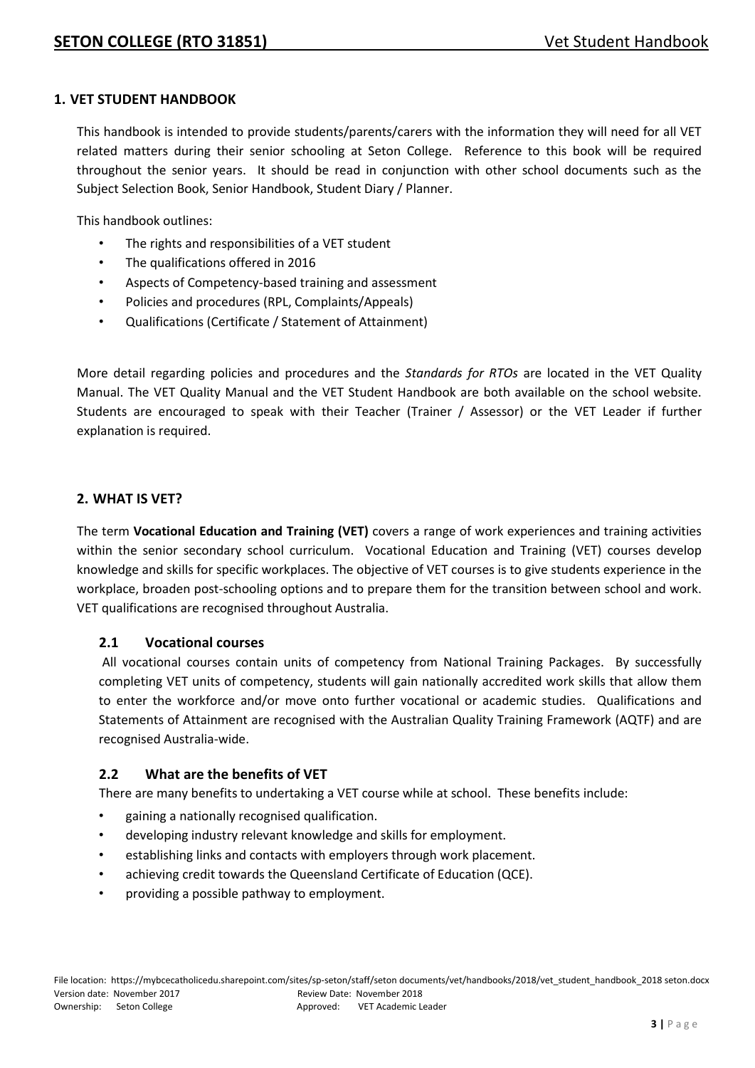## 1. VET STUDENT HANDBOOK

This handbook is intended to provide students/parents/carers with the information they will need for all VET related matters during their senior schooling at Seton College. Reference to this book will be required throughout the senior years. It should be read in conjunction with other school documents such as the Subject Selection Book, Senior Handbook, Student Diary / Planner.

This handbook outlines:

- The rights and responsibilities of a VET student
- The qualifications offered in 2016
- Aspects of Competency-based training and assessment
- Policies and procedures (RPL, Complaints/Appeals)
- Qualifications (Certificate / Statement of Attainment)

More detail regarding policies and procedures and the *Standards for RTOs* are located in the VET Quality Manual. The VET Quality Manual and the VET Student Handbook are both available on the school website. Students are encouraged to speak with their Teacher (Trainer / Assessor) or the VET Leader if further explanation is required.

## 2. WHAT IS VET?

The term **Vocational Education and Training (VET)** covers a range of work experiences and training activities within the senior secondary school curriculum. Vocational Education and Training (VET) courses develop knowledge and skills for specific workplaces. The objective of VET courses is to give students experience in the workplace, broaden post-schooling options and to prepare them for the transition between school and work. VET qualifications are recognised throughout Australia.

### 2.1 Vocational courses

All vocational courses contain units of competency from National Training Packages. By successfully completing VET units of competency, students will gain nationally accredited work skills that allow them to enter the workforce and/or move onto further vocational or academic studies. Qualifications and Statements of Attainment are recognised with the Australian Quality Training Framework (AQTF) and are recognised Australia-wide.

### 2.2 What are the benefits of VET

There are many benefits to undertaking a VET course while at school. These benefits include:

- gaining a nationally recognised qualification.
- developing industry relevant knowledge and skills for employment.
- establishing links and contacts with employers through work placement.
- achieving credit towards the Queensland Certificate of Education (QCE).
- providing a possible pathway to employment.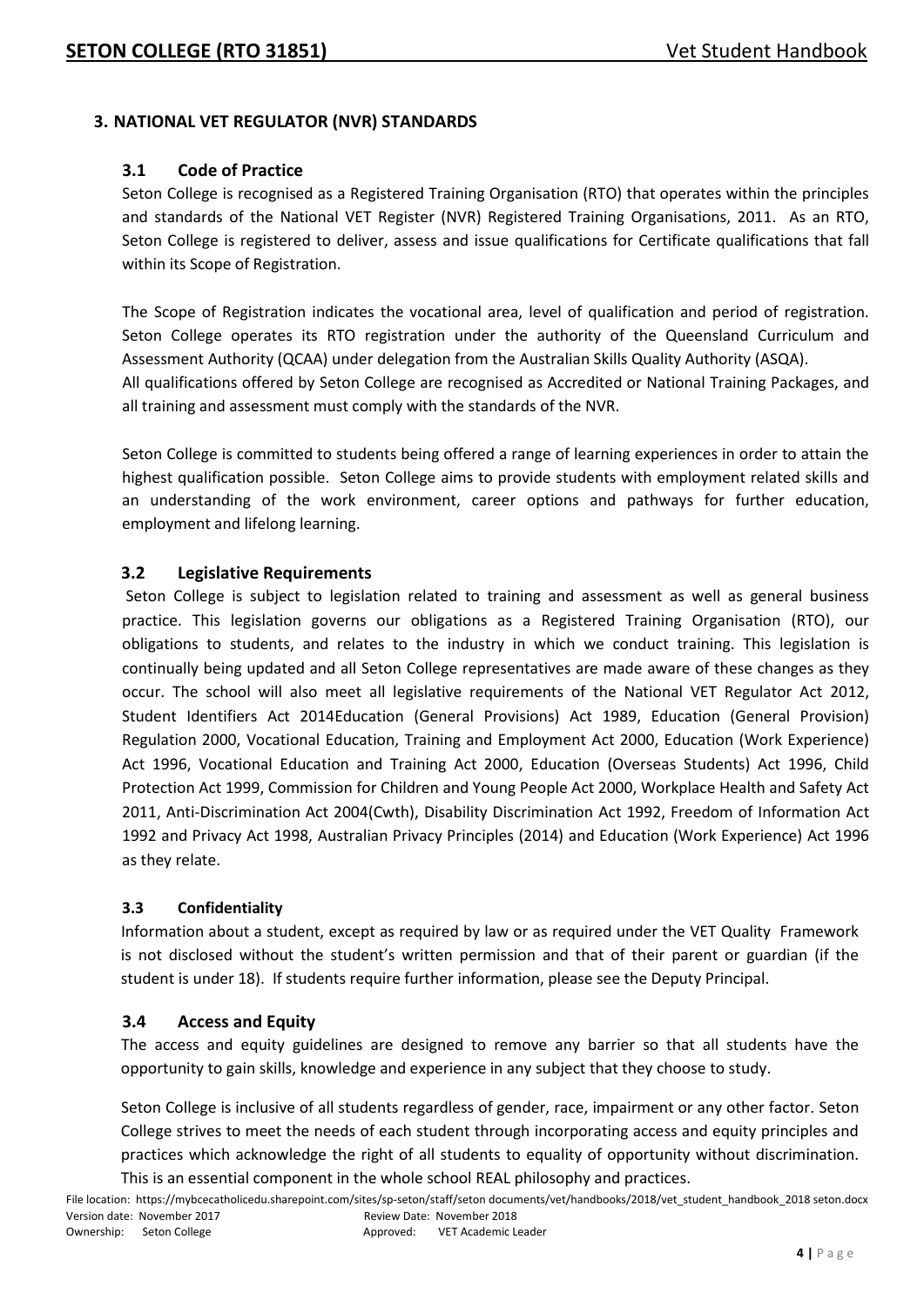## 3. NATIONAL VET REGULATOR (NVR) STANDARDS

### 3.1 Code of Practice

Seton College is recognised as a Registered Training Organisation (RTO) that operates within the principles and standards of the National VET Register (NVR) Registered Training Organisations, 2011. As an RTO, Seton College is registered to deliver, assess and issue qualifications for Certificate qualifications that fall within its Scope of Registration.

The Scope of Registration indicates the vocational area, level of qualification and period of registration. Seton College operates its RTO registration under the authority of the Queensland Curriculum and Assessment Authority (QCAA) under delegation from the Australian Skills Quality Authority (ASQA).
All qualifications offered by Seton College are recognised as Accredited or National Training Packages, and all training and assessment must comply with the standards of the NVR.

Seton College is committed to students being offered a range of learning experiences in order to attain the highest qualification possible. Seton College aims to provide students with employment related skills and an understanding of the work environment, career options and pathways for further education, employment and lifelong learning.

### 3.2 Legislative Requirements

Seton College is subject to legislation related to training and assessment as well as general business practice. This legislation governs our obligations as a Registered Training Organisation (RTO), our obligations to students, and relates to the industry in which we conduct training. This legislation is continually being updated and all Seton College representatives are made aware of these changes as they occur. The school will also meet all legislative requirements of the National VET Regulator Act 2012, Student Identifiers Act 2014Education (General Provisions) Act 1989, Education (General Provision) Regulation 2000, Vocational Education, Training and Employment Act 2000, Education (Work Experience) Act 1996, Vocational Education and Training Act 2000, Education (Overseas Students) Act 1996, Child Protection Act 1999, Commission for Children and Young People Act 2000, Workplace Health and Safety Act 2011, Anti-Discrimination Act 2004(Cwth), Disability Discrimination Act 1992, Freedom of Information Act 1992 and Privacy Act 1998, Australian Privacy Principles (2014) and Education (Work Experience) Act 1996 as they relate.

### 3.3 Confidentiality

Information about a student, except as required by law or as required under the VET Quality Framework is not disclosed without the student's written permission and that of their parent or guardian (if the student is under 18). If students require further information, please see the Deputy Principal.

### 3.4 Access and Equity

The access and equity guidelines are designed to remove any barrier so that all students have the opportunity to gain skills, knowledge and experience in any subject that they choose to study.

Seton College is inclusive of all students regardless of gender, race, impairment or any other factor. Seton College strives to meet the needs of each student through incorporating access and equity principles and practices which acknowledge the right of all students to equality of opportunity without discrimination. This is an essential component in the whole school REAL philosophy and practices.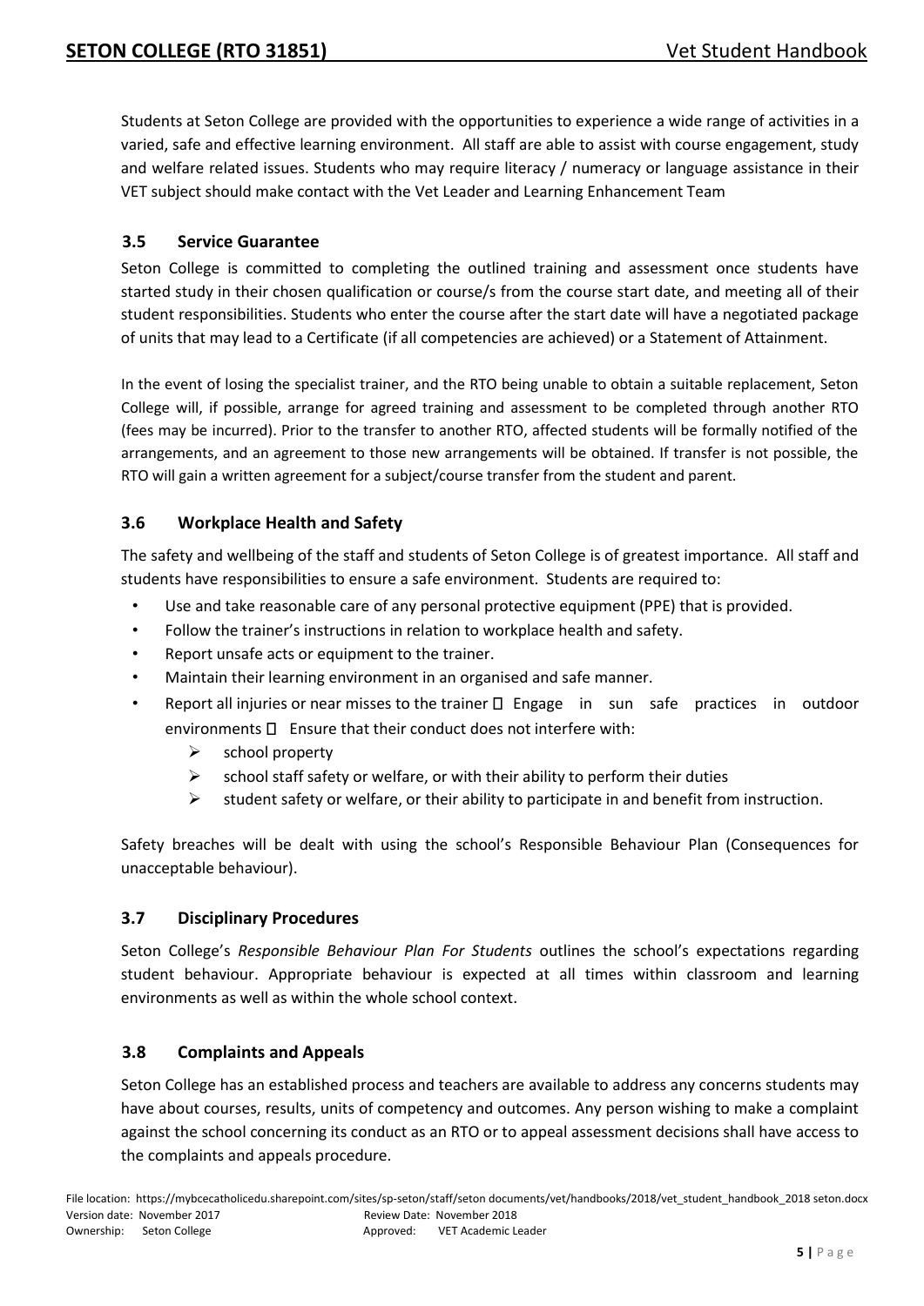Students at Seton College are provided with the opportunities to experience a wide range of activities in a varied, safe and effective learning environment. All staff are able to assist with course engagement, study and welfare related issues. Students who may require literacy / numeracy or language assistance in their VET subject should make contact with the Vet Leader and Learning Enhancement Team

### 3.5 Service Guarantee

Seton College is committed to completing the outlined training and assessment once students have started study in their chosen qualification or course/s from the course start date, and meeting all of their student responsibilities. Students who enter the course after the start date will have a negotiated package of units that may lead to a Certificate (if all competencies are achieved) or a Statement of Attainment.

In the event of losing the specialist trainer, and the RTO being unable to obtain a suitable replacement, Seton College will, if possible, arrange for agreed training and assessment to be completed through another RTO (fees may be incurred). Prior to the transfer to another RTO, affected students will be formally notified of the arrangements, and an agreement to those new arrangements will be obtained. If transfer is not possible, the RTO will gain a written agreement for a subject/course transfer from the student and parent.

### 3.6 Workplace Health and Safety

The safety and wellbeing of the staff and students of Seton College is of greatest importance. All staff and students have responsibilities to ensure a safe environment. Students are required to:

- Use and take reasonable care of any personal protective equipment (PPE) that is provided.
- Follow the trainer's instructions in relation to workplace health and safety.
- Report unsafe acts or equipment to the trainer.
- Maintain their learning environment in an organised and safe manner.
- Report all injuries or near misses to the trainer  Engage in sun safe practices in outdoor environments  Ensure that their conduct does not interfere with:
  - school property
  - school staff safety or welfare, or with their ability to perform their duties
  - student safety or welfare, or their ability to participate in and benefit from instruction.

Safety breaches will be dealt with using the school's Responsible Behaviour Plan (Consequences for unacceptable behaviour).

### 3.7 Disciplinary Procedures

Seton College's *Responsible Behaviour Plan For Students* outlines the school's expectations regarding student behaviour. Appropriate behaviour is expected at all times within classroom and learning environments as well as within the whole school context.

### 3.8 Complaints and Appeals

Seton College has an established process and teachers are available to address any concerns students may have about courses, results, units of competency and outcomes. Any person wishing to make a complaint against the school concerning its conduct as an RTO or to appeal assessment decisions shall have access to the complaints and appeals procedure.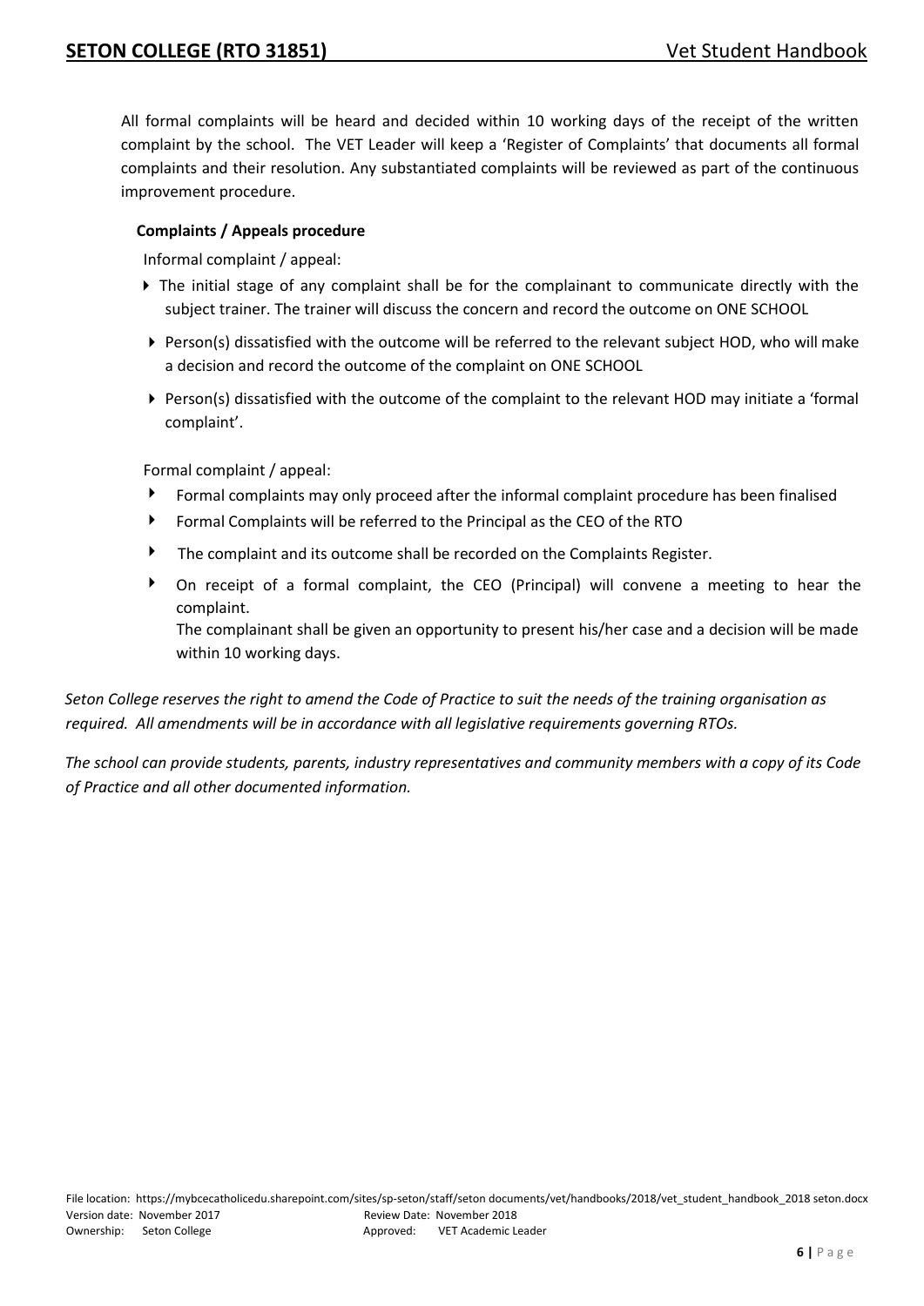All formal complaints will be heard and decided within 10 working days of the receipt of the written complaint by the school. The VET Leader will keep a 'Register of Complaints' that documents all formal complaints and their resolution. Any substantiated complaints will be reviewed as part of the continuous improvement procedure.

**Complaints / Appeals procedure**

Informal complaint / appeal:

- The initial stage of any complaint shall be for the complainant to communicate directly with the subject trainer. The trainer will discuss the concern and record the outcome on ONE SCHOOL
- Person(s) dissatisfied with the outcome will be referred to the relevant subject HOD, who will make a decision and record the outcome of the complaint on ONE SCHOOL
- Person(s) dissatisfied with the outcome of the complaint to the relevant HOD may initiate a 'formal complaint'.

Formal complaint / appeal:

- Formal complaints may only proceed after the informal complaint procedure has been finalised
- Formal Complaints will be referred to the Principal as the CEO of the RTO
- The complaint and its outcome shall be recorded on the Complaints Register.
- On receipt of a formal complaint, the CEO (Principal) will convene a meeting to hear the complaint.
  The complainant shall be given an opportunity to present his/her case and a decision will be made within 10 working days.

*Seton College reserves the right to amend the Code of Practice to suit the needs of the training organisation as required. All amendments will be in accordance with all legislative requirements governing RTOs.*

*The school can provide students, parents, industry representatives and community members with a copy of its Code of Practice and all other documented information.*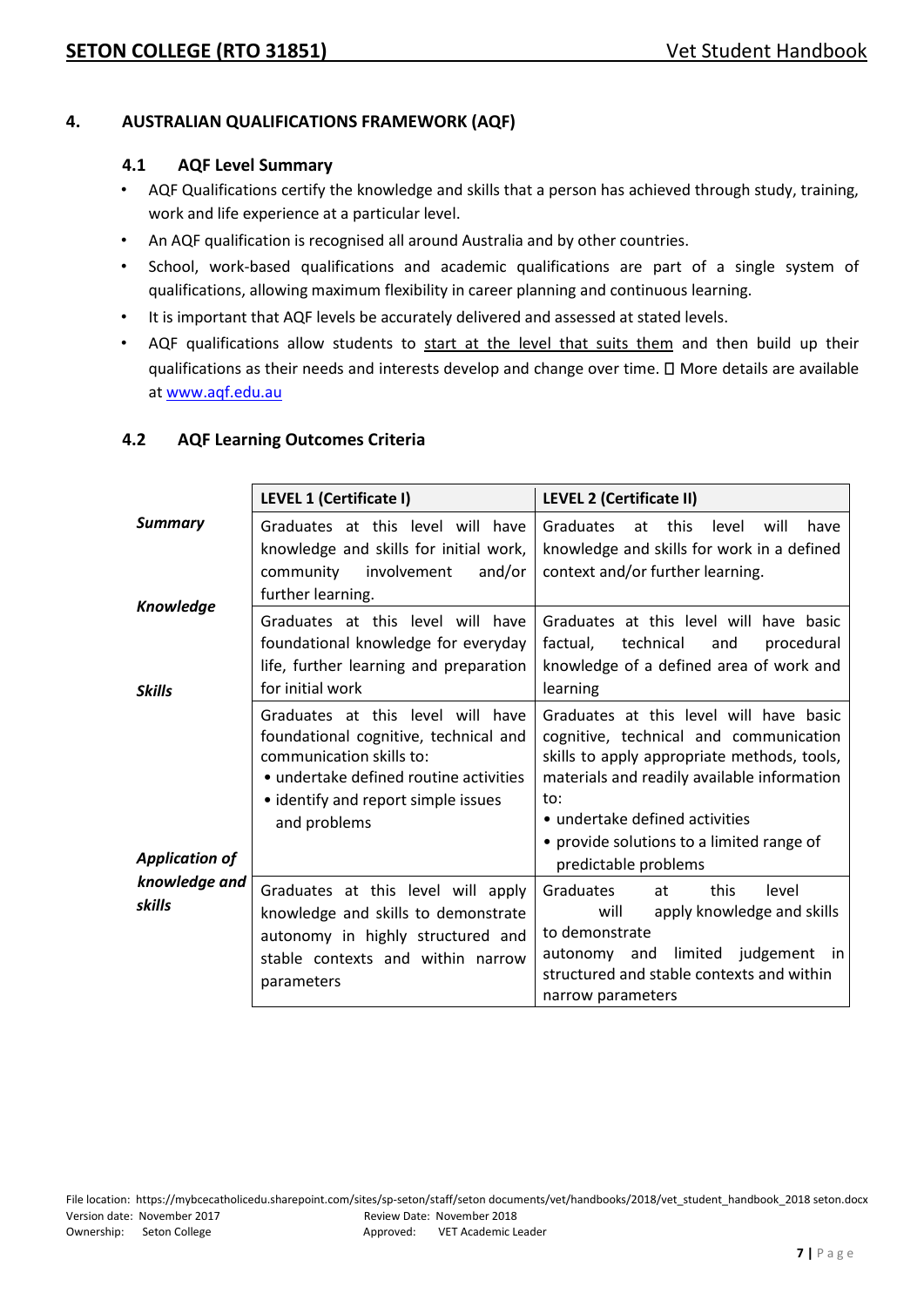## 4. AUSTRALIAN QUALIFICATIONS FRAMEWORK (AQF)

### 4.1 AQF Level Summary

- AQF Qualifications certify the knowledge and skills that a person has achieved through study, training, work and life experience at a particular level.
- An AQF qualification is recognised all around Australia and by other countries.
- School, work-based qualifications and academic qualifications are part of a single system of qualifications, allowing maximum flexibility in career planning and continuous learning.
- It is important that AQF levels be accurately delivered and assessed at stated levels.
- AQF qualifications allow students to start at the level that suits them and then build up their qualifications as their needs and interests develop and change over time.  More details are available at www.aqf.edu.au

### 4.2 AQF Learning Outcomes Criteria

| | LEVEL 1 (Certificate I) | LEVEL 2 (Certificate II) |
|---|---|---|
| ***Summary*** | Graduates at this level will have knowledge and skills for initial work, community involvement and/or further learning. | Graduates at this level will have knowledge and skills for work in a defined context and/or further learning. |
| ***Knowledge*** | Graduates at this level will have foundational knowledge for everyday life, further learning and preparation for initial work | Graduates at this level will have basic factual, technical and procedural knowledge of a defined area of work and learning |
| ***Skills*** | Graduates at this level will have foundational cognitive, technical and communication skills to: • undertake defined routine activities • identify and report simple issues and problems | Graduates at this level will have basic cognitive, technical and communication skills to apply appropriate methods, tools, materials and readily available information to: • undertake defined activities • provide solutions to a limited range of predictable problems |
| ***Application of knowledge and skills*** | Graduates at this level will apply knowledge and skills to demonstrate autonomy in highly structured and stable contexts and within narrow parameters | Graduates at this level will apply knowledge and skills to demonstrate autonomy and limited judgement in structured and stable contexts and within narrow parameters |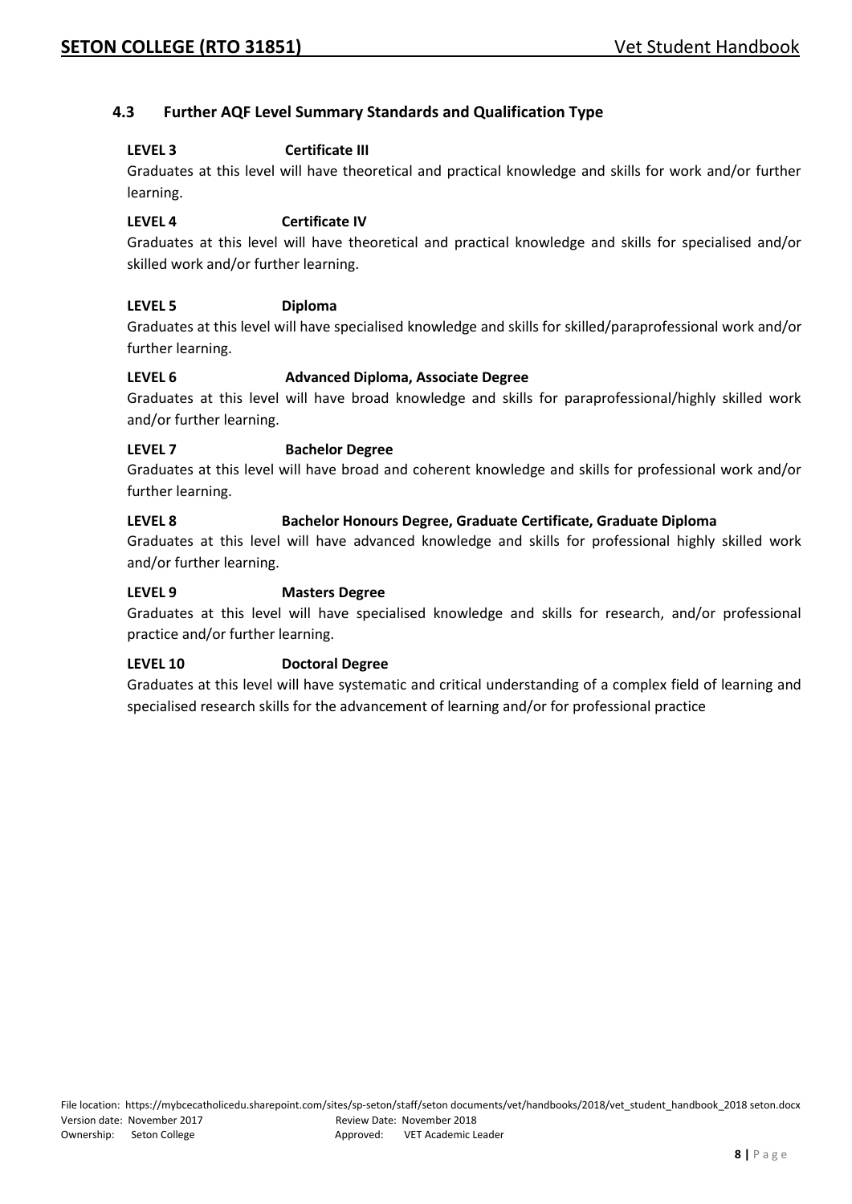## 4.3 Further AQF Level Summary Standards and Qualification Type

**LEVEL 3 Certificate III**

Graduates at this level will have theoretical and practical knowledge and skills for work and/or further learning.

**LEVEL 4 Certificate IV**

Graduates at this level will have theoretical and practical knowledge and skills for specialised and/or skilled work and/or further learning.

**LEVEL 5 Diploma**

Graduates at this level will have specialised knowledge and skills for skilled/paraprofessional work and/or further learning.

**LEVEL 6 Advanced Diploma, Associate Degree**

Graduates at this level will have broad knowledge and skills for paraprofessional/highly skilled work and/or further learning.

**LEVEL 7 Bachelor Degree**

Graduates at this level will have broad and coherent knowledge and skills for professional work and/or further learning.

**LEVEL 8 Bachelor Honours Degree, Graduate Certificate, Graduate Diploma**

Graduates at this level will have advanced knowledge and skills for professional highly skilled work and/or further learning.

**LEVEL 9 Masters Degree**

Graduates at this level will have specialised knowledge and skills for research, and/or professional practice and/or further learning.

**LEVEL 10 Doctoral Degree**

Graduates at this level will have systematic and critical understanding of a complex field of learning and specialised research skills for the advancement of learning and/or for professional practice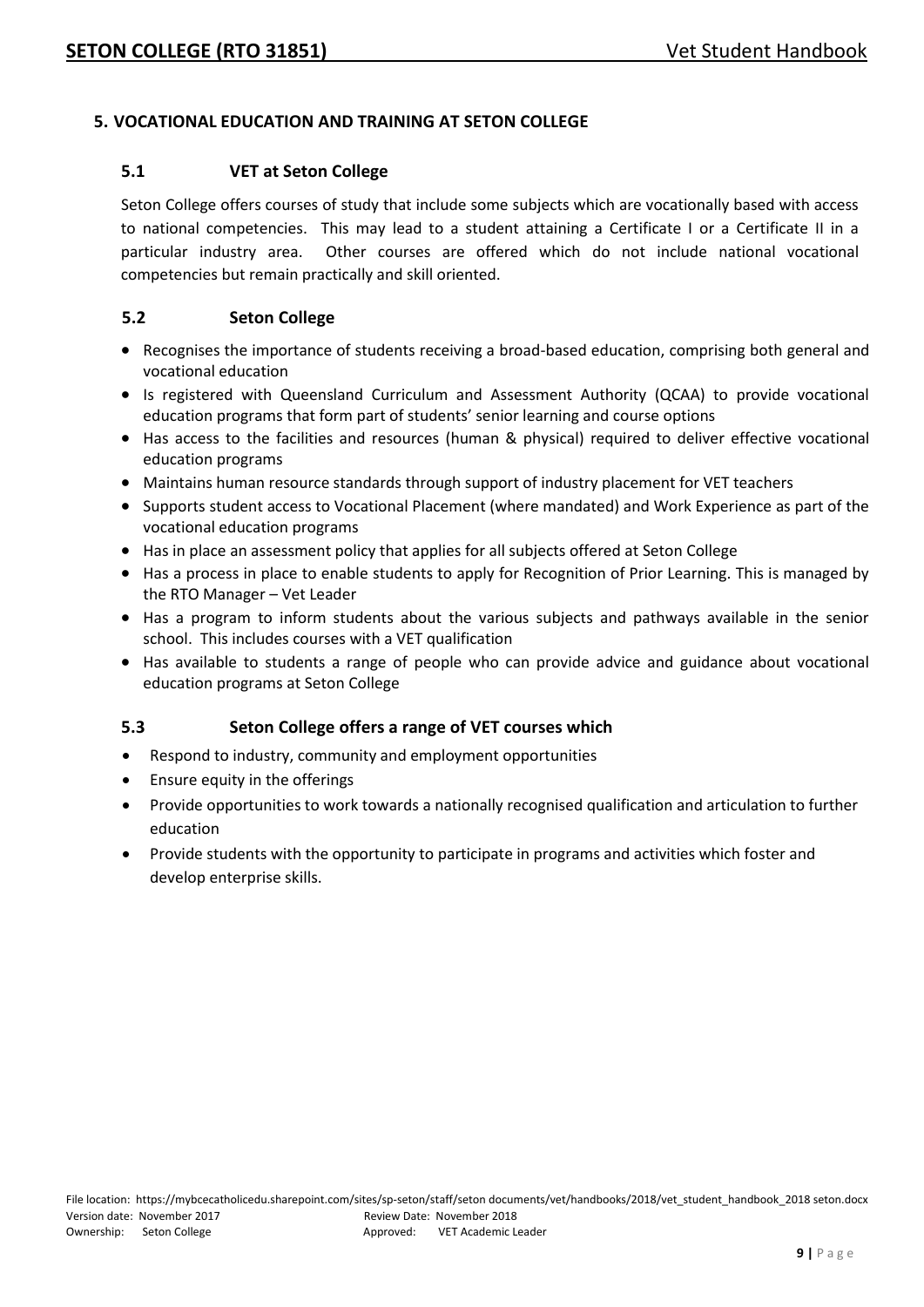## 5. VOCATIONAL EDUCATION AND TRAINING AT SETON COLLEGE

### 5.1 VET at Seton College

Seton College offers courses of study that include some subjects which are vocationally based with access to national competencies. This may lead to a student attaining a Certificate I or a Certificate II in a particular industry area. Other courses are offered which do not include national vocational competencies but remain practically and skill oriented.

### 5.2 Seton College

- Recognises the importance of students receiving a broad-based education, comprising both general and vocational education
- Is registered with Queensland Curriculum and Assessment Authority (QCAA) to provide vocational education programs that form part of students' senior learning and course options
- Has access to the facilities and resources (human & physical) required to deliver effective vocational education programs
- Maintains human resource standards through support of industry placement for VET teachers
- Supports student access to Vocational Placement (where mandated) and Work Experience as part of the vocational education programs
- Has in place an assessment policy that applies for all subjects offered at Seton College
- Has a process in place to enable students to apply for Recognition of Prior Learning. This is managed by the RTO Manager – Vet Leader
- Has a program to inform students about the various subjects and pathways available in the senior school. This includes courses with a VET qualification
- Has available to students a range of people who can provide advice and guidance about vocational education programs at Seton College

### 5.3 Seton College offers a range of VET courses which

- Respond to industry, community and employment opportunities
- Ensure equity in the offerings
- Provide opportunities to work towards a nationally recognised qualification and articulation to further education
- Provide students with the opportunity to participate in programs and activities which foster and develop enterprise skills.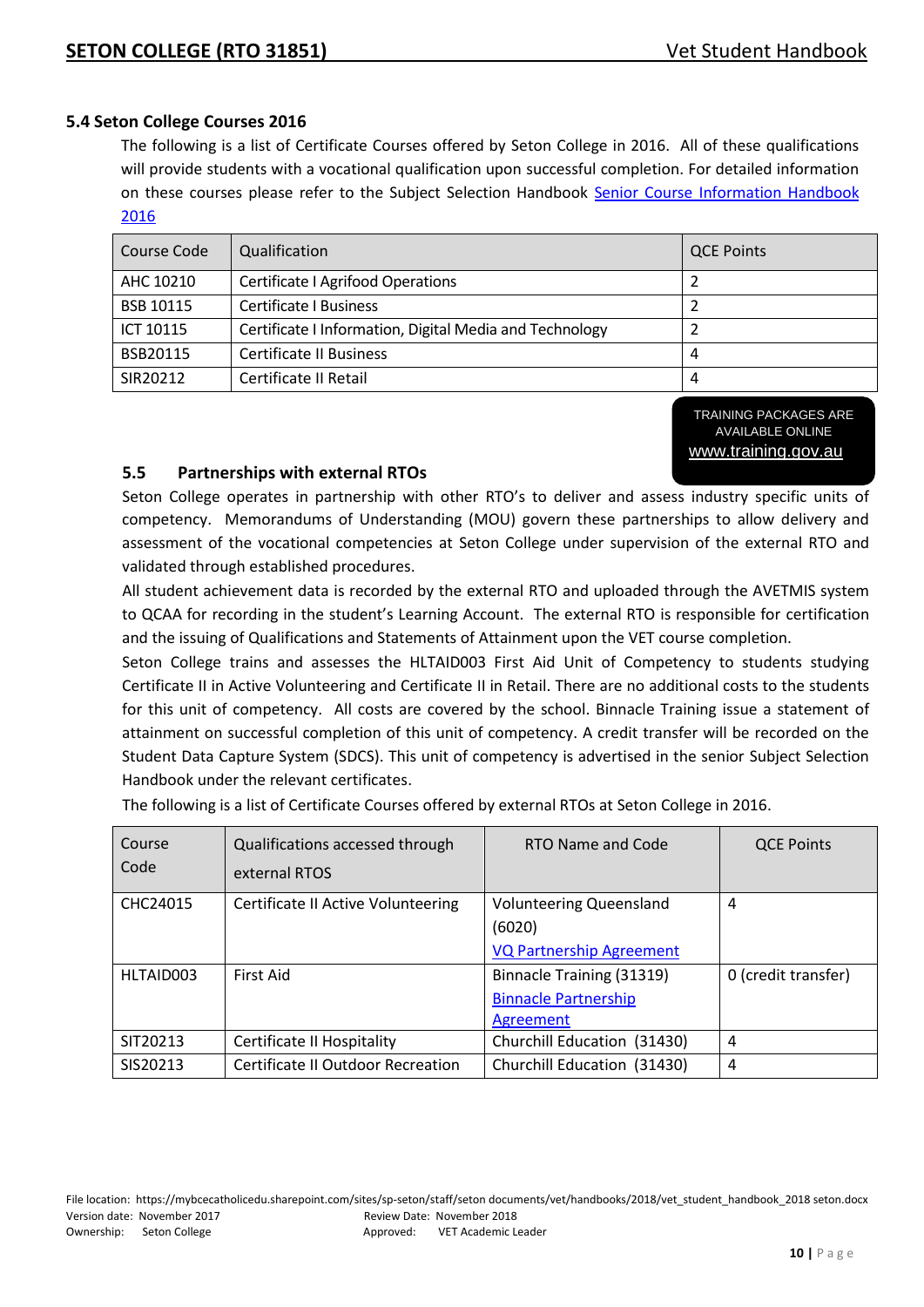### 5.4 Seton College Courses 2016

The following is a list of Certificate Courses offered by Seton College in 2016. All of these qualifications will provide students with a vocational qualification upon successful completion. For detailed information on these courses please refer to the Subject Selection Handbook [Senior Course Information Handbook 2016]

| Course Code | Qualification | QCE Points |
|---|---|---|
| AHC 10210 | Certificate I Agrifood Operations | 2 |
| BSB 10115 | Certificate I Business | 2 |
| ICT 10115 | Certificate I Information, Digital Media and Technology | 2 |
| BSB20115 | Certificate II Business | 4 |
| SIR20212 | Certificate II Retail | 4 |

TRAINING PACKAGES ARE AVAILABLE ONLINE
www.training.gov.au

### 5.5 Partnerships with external RTOs

Seton College operates in partnership with other RTO's to deliver and assess industry specific units of competency. Memorandums of Understanding (MOU) govern these partnerships to allow delivery and assessment of the vocational competencies at Seton College under supervision of the external RTO and validated through established procedures.

All student achievement data is recorded by the external RTO and uploaded through the AVETMIS system to QCAA for recording in the student's Learning Account. The external RTO is responsible for certification and the issuing of Qualifications and Statements of Attainment upon the VET course completion.

Seton College trains and assesses the HLTAID003 First Aid Unit of Competency to students studying Certificate II in Active Volunteering and Certificate II in Retail. There are no additional costs to the students for this unit of competency. All costs are covered by the school. Binnacle Training issue a statement of attainment on successful completion of this unit of competency. A credit transfer will be recorded on the Student Data Capture System (SDCS). This unit of competency is advertised in the senior Subject Selection Handbook under the relevant certificates.

The following is a list of Certificate Courses offered by external RTOs at Seton College in 2016.

| Course Code | Qualifications accessed through external RTOS | RTO Name and Code | QCE Points |
|---|---|---|---|
| CHC24015 | Certificate II Active Volunteering | Volunteering Queensland (6020) VQ Partnership Agreement | 4 |
| HLTAID003 | First Aid | Binnacle Training (31319) Binnacle Partnership Agreement | 0 (credit transfer) |
| SIT20213 | Certificate II Hospitality | Churchill Education (31430) | 4 |
| SIS20213 | Certificate II Outdoor Recreation | Churchill Education (31430) | 4 |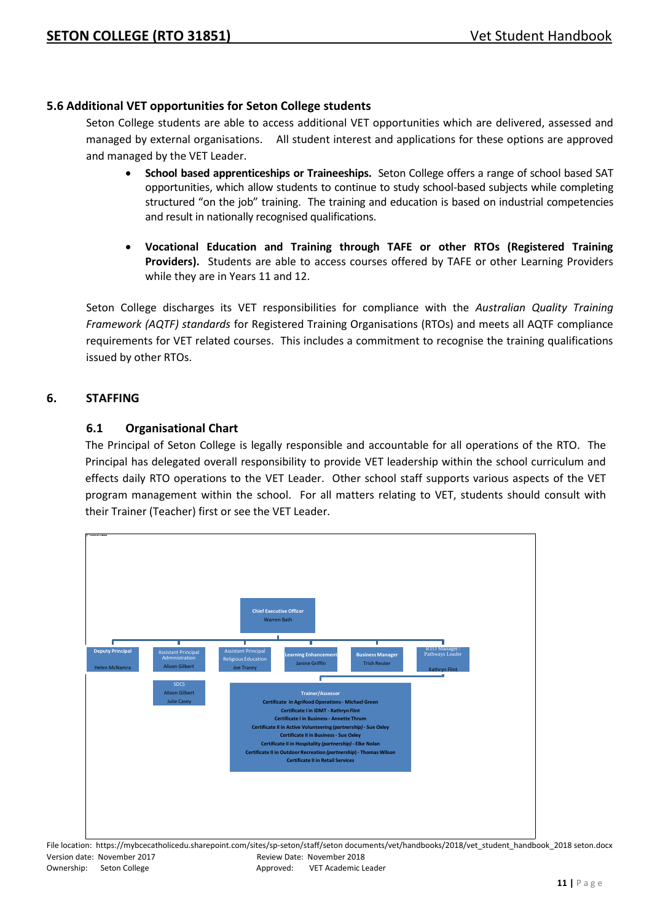## 5.6 Additional VET opportunities for Seton College students

Seton College students are able to access additional VET opportunities which are delivered, assessed and managed by external organisations. All student interest and applications for these options are approved and managed by the VET Leader.

- **School based apprenticeships or Traineeships.** Seton College offers a range of school based SAT opportunities, which allow students to continue to study school-based subjects while completing structured "on the job" training. The training and education is based on industrial competencies and result in nationally recognised qualifications.

- **Vocational Education and Training through TAFE or other RTOs (Registered Training Providers).** Students are able to access courses offered by TAFE or other Learning Providers while they are in Years 11 and 12.

Seton College discharges its VET responsibilities for compliance with the *Australian Quality Training Framework (AQTF) standards* for Registered Training Organisations (RTOs) and meets all AQTF compliance requirements for VET related courses. This includes a commitment to recognise the training qualifications issued by other RTOs.

# 6. STAFFING

## 6.1 Organisational Chart

The Principal of Seton College is legally responsible and accountable for all operations of the RTO. The Principal has delegated overall responsibility to provide VET leadership within the school curriculum and effects daily RTO operations to the VET Leader. Other school staff supports various aspects of the VET program management within the school. For all matters relating to VET, students should consult with their Trainer (Teacher) first or see the VET Leader.

**Chief Executive Officer**
Warren Bath

- **Deputy Principal** – Helen McNamra
- **Assistant Principal Administration** – Alison Gilbert
  - **SDCS** – Alison Gilbert, Julie Casey
- **Assistant Principal Religious Education** – Joe Tracey
- **Learning Enhancement** – Janine Griffin
- **Business Manager** – Trish Reuter
- **RTO Manager / Pathways Leader** – Kathryn Flint
  - **Trainer/Assessor**
    - Certificate in Agrifood Operations - Michael Green
    - Certificate I in IDMT - Kathryn Flint
    - Certificate I in Business - Annette Thrum
    - Certificate II in Active Volunteering *(partnership)* - Sue Oxley
    - Certificate II in Business - Sue Oxley
    - Certificate II in Hospitality *(partnership)* - Elke Nolan
    - Certificate II in Outdoor Recreation *(partnership)* - Thomas Wilson
    - Certificate II in Retail Services

File location: https://mybcecatholicedu.sharepoint.com/sites/sp-seton/staff/seton documents/vet/handbooks/2018/vet_student_handbook_2018 seton.docx
Version date: November 2017 Review Date: November 2018
Ownership: Seton College Approved: VET Academic Leader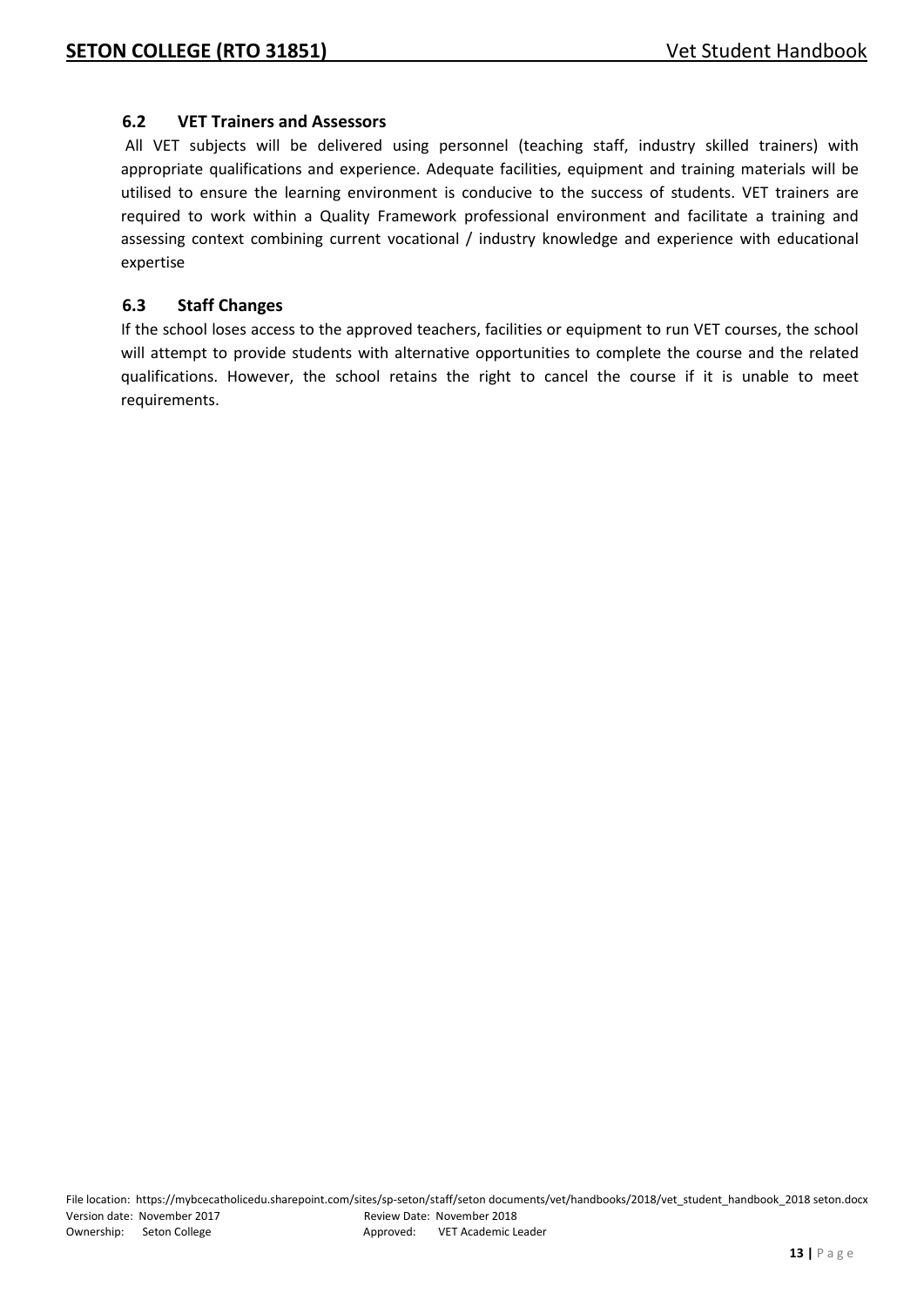## 6.2 VET Trainers and Assessors

All VET subjects will be delivered using personnel (teaching staff, industry skilled trainers) with appropriate qualifications and experience. Adequate facilities, equipment and training materials will be utilised to ensure the learning environment is conducive to the success of students. VET trainers are required to work within a Quality Framework professional environment and facilitate a training and assessing context combining current vocational / industry knowledge and experience with educational expertise

## 6.3 Staff Changes

If the school loses access to the approved teachers, facilities or equipment to run VET courses, the school will attempt to provide students with alternative opportunities to complete the course and the related qualifications. However, the school retains the right to cancel the course if it is unable to meet requirements.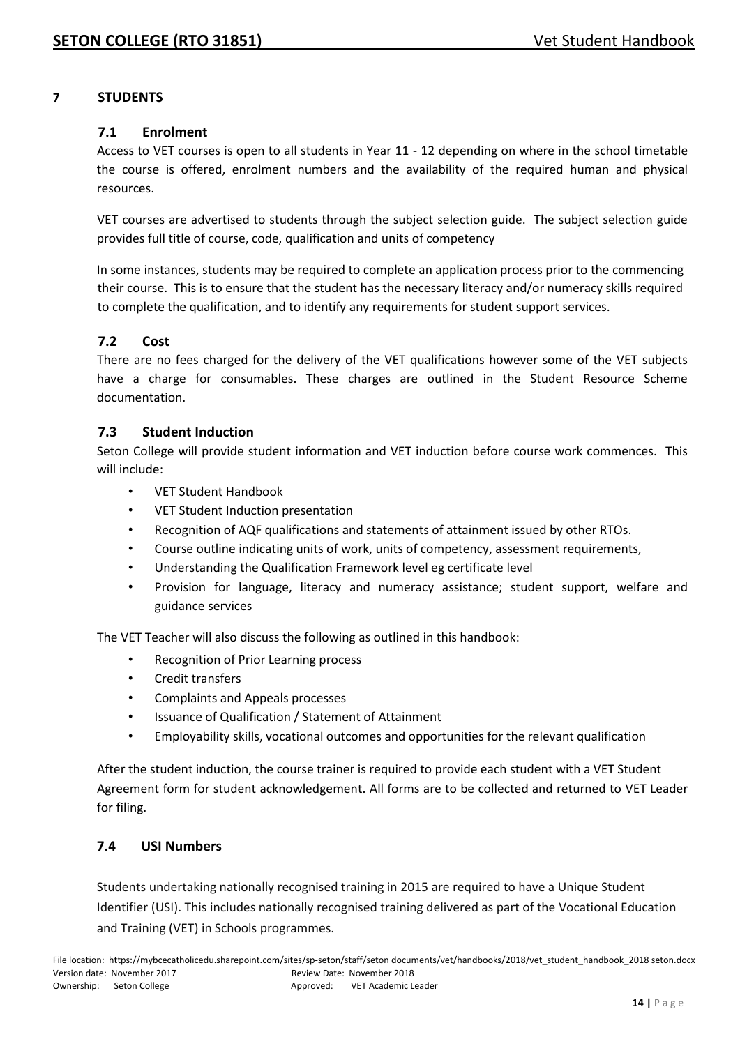## 7 STUDENTS

### 7.1 Enrolment

Access to VET courses is open to all students in Year 11 - 12 depending on where in the school timetable the course is offered, enrolment numbers and the availability of the required human and physical resources.

VET courses are advertised to students through the subject selection guide. The subject selection guide provides full title of course, code, qualification and units of competency

In some instances, students may be required to complete an application process prior to the commencing their course. This is to ensure that the student has the necessary literacy and/or numeracy skills required to complete the qualification, and to identify any requirements for student support services.

### 7.2 Cost

There are no fees charged for the delivery of the VET qualifications however some of the VET subjects have a charge for consumables. These charges are outlined in the Student Resource Scheme documentation.

### 7.3 Student Induction

Seton College will provide student information and VET induction before course work commences. This will include:

- VET Student Handbook
- VET Student Induction presentation
- Recognition of AQF qualifications and statements of attainment issued by other RTOs.
- Course outline indicating units of work, units of competency, assessment requirements,
- Understanding the Qualification Framework level eg certificate level
- Provision for language, literacy and numeracy assistance; student support, welfare and guidance services

The VET Teacher will also discuss the following as outlined in this handbook:

- Recognition of Prior Learning process
- Credit transfers
- Complaints and Appeals processes
- Issuance of Qualification / Statement of Attainment
- Employability skills, vocational outcomes and opportunities for the relevant qualification

After the student induction, the course trainer is required to provide each student with a VET Student Agreement form for student acknowledgement. All forms are to be collected and returned to VET Leader for filing.

### 7.4 USI Numbers

Students undertaking nationally recognised training in 2015 are required to have a Unique Student Identifier (USI). This includes nationally recognised training delivered as part of the Vocational Education and Training (VET) in Schools programmes.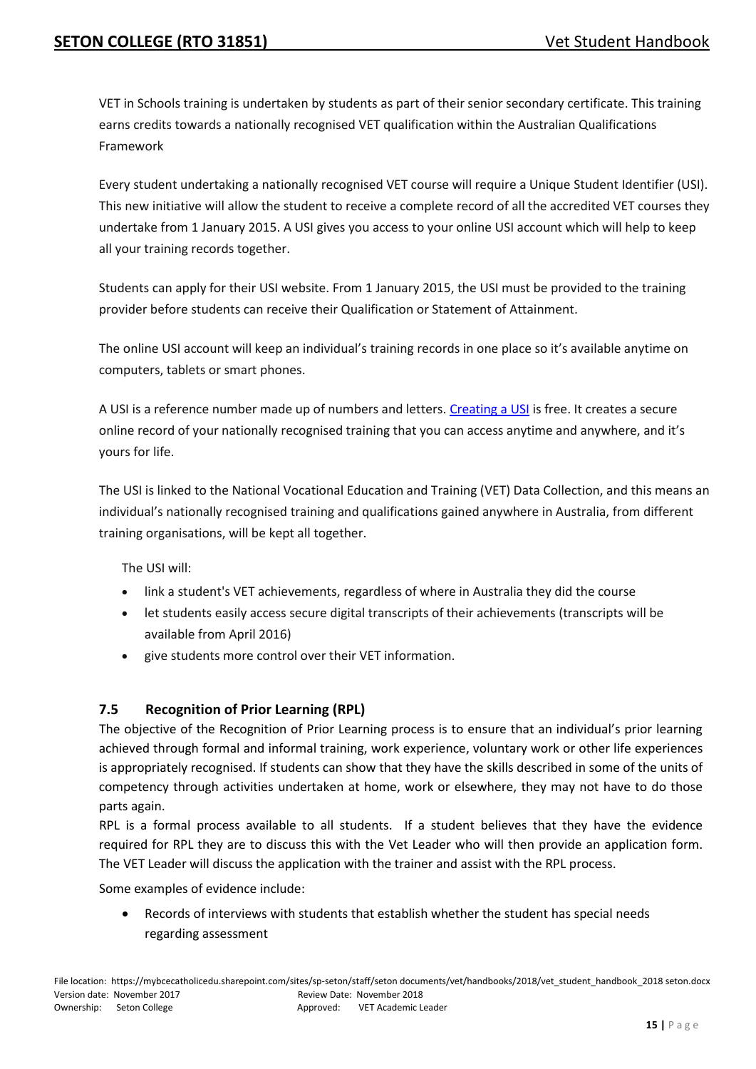VET in Schools training is undertaken by students as part of their senior secondary certificate. This training earns credits towards a nationally recognised VET qualification within the Australian Qualifications Framework

Every student undertaking a nationally recognised VET course will require a Unique Student Identifier (USI). This new initiative will allow the student to receive a complete record of all the accredited VET courses they undertake from 1 January 2015. A USI gives you access to your online USI account which will help to keep all your training records together.

Students can apply for their USI website. From 1 January 2015, the USI must be provided to the training provider before students can receive their Qualification or Statement of Attainment.

The online USI account will keep an individual's training records in one place so it's available anytime on computers, tablets or smart phones.

A USI is a reference number made up of numbers and letters. Creating a USI is free. It creates a secure online record of your nationally recognised training that you can access anytime and anywhere, and it's yours for life.

The USI is linked to the National Vocational Education and Training (VET) Data Collection, and this means an individual's nationally recognised training and qualifications gained anywhere in Australia, from different training organisations, will be kept all together.

The USI will:

- link a student's VET achievements, regardless of where in Australia they did the course
- let students easily access secure digital transcripts of their achievements (transcripts will be available from April 2016)
- give students more control over their VET information.

### 7.5 Recognition of Prior Learning (RPL)

The objective of the Recognition of Prior Learning process is to ensure that an individual's prior learning achieved through formal and informal training, work experience, voluntary work or other life experiences is appropriately recognised. If students can show that they have the skills described in some of the units of competency through activities undertaken at home, work or elsewhere, they may not have to do those parts again.

RPL is a formal process available to all students. If a student believes that they have the evidence required for RPL they are to discuss this with the Vet Leader who will then provide an application form. The VET Leader will discuss the application with the trainer and assist with the RPL process.

Some examples of evidence include:

- Records of interviews with students that establish whether the student has special needs regarding assessment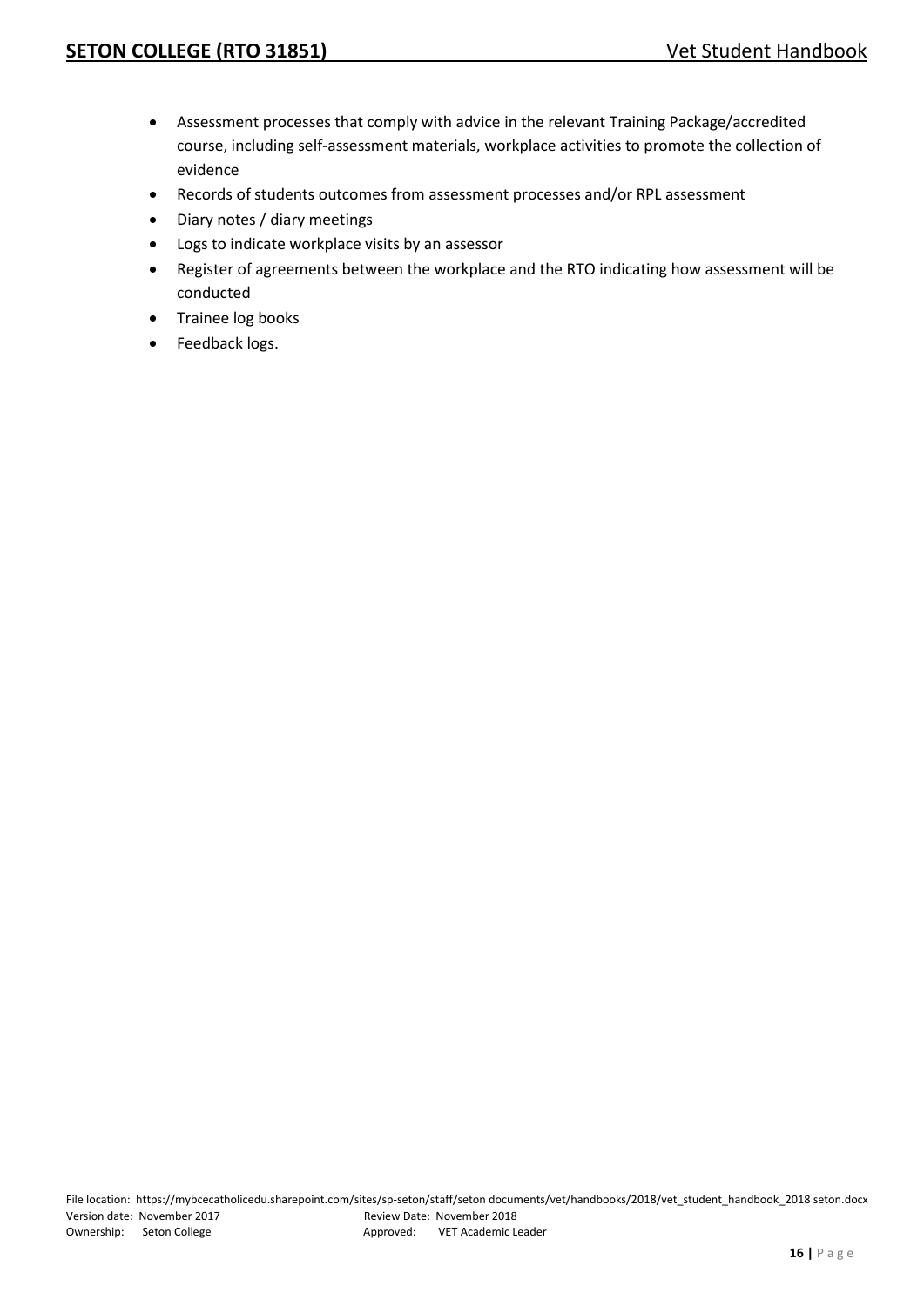- Assessment processes that comply with advice in the relevant Training Package/accredited course, including self-assessment materials, workplace activities to promote the collection of evidence
- Records of students outcomes from assessment processes and/or RPL assessment
- Diary notes / diary meetings
- Logs to indicate workplace visits by an assessor
- Register of agreements between the workplace and the RTO indicating how assessment will be conducted
- Trainee log books
- Feedback logs.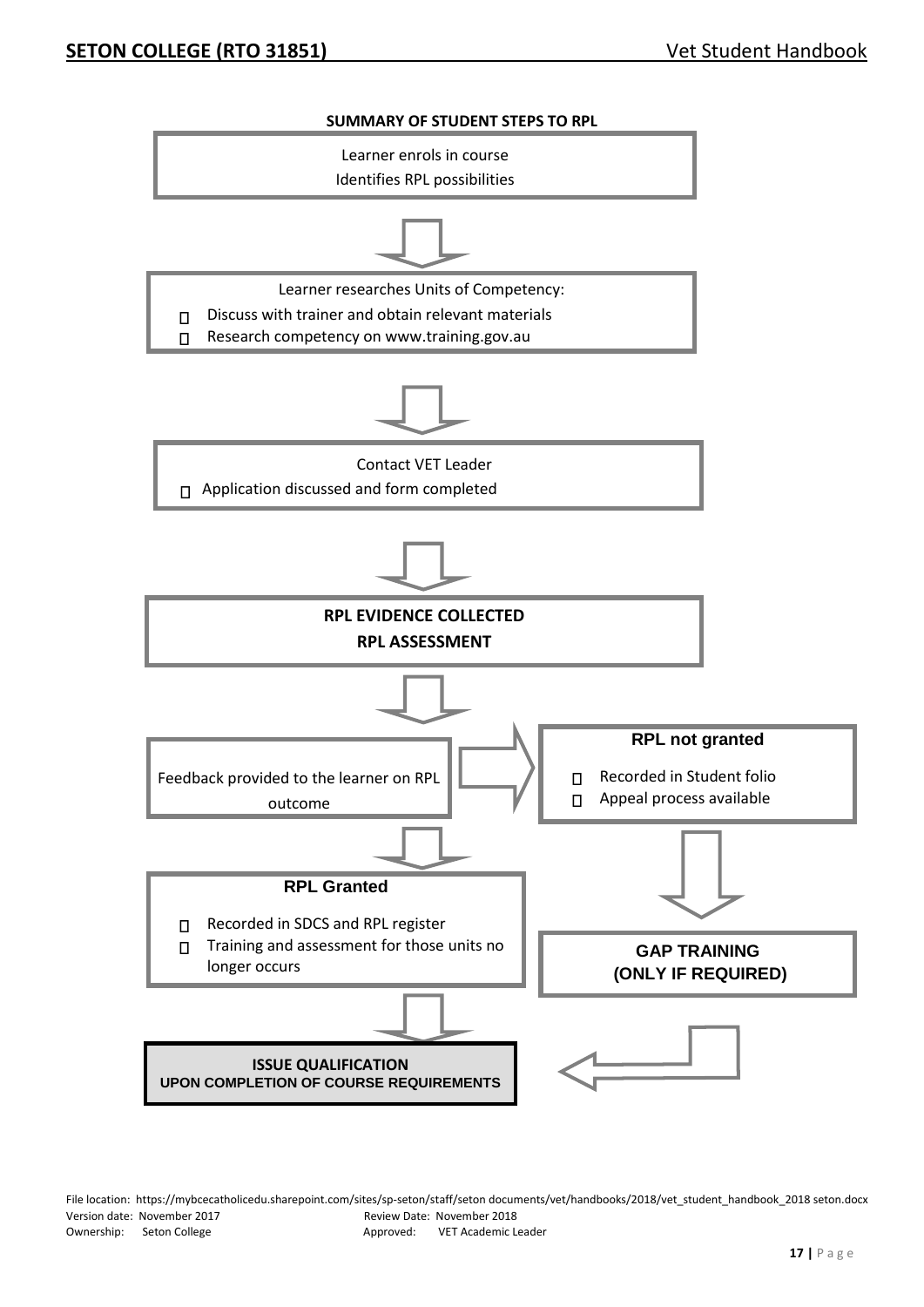**SUMMARY OF STUDENT STEPS TO RPL**

Learner enrols in course

Identifies RPL possibilities

↓

Learner researches Units of Competency:

- Discuss with trainer and obtain relevant materials
- Research competency on www.training.gov.au

↓

Contact VET Leader

- Application discussed and form completed

↓

**RPL EVIDENCE COLLECTED**

**RPL ASSESSMENT**

↓

Feedback provided to the learner on RPL outcome

→ **RPL not granted**

- Recorded in Student folio
- Appeal process available

↓

**GAP TRAINING (ONLY IF REQUIRED)**

↓

**RPL Granted**

- Recorded in SDCS and RPL register
- Training and assessment for those units no longer occurs

↓

**ISSUE QUALIFICATION UPON COMPLETION OF COURSE REQUIREMENTS**

File location: https://mybcecatholicedu.sharepoint.com/sites/sp-seton/staff/seton documents/vet/handbooks/2018/vet_student_handbook_2018 seton.docx

Version date: November 2017 Review Date: November 2018

Ownership: Seton College Approved: VET Academic Leader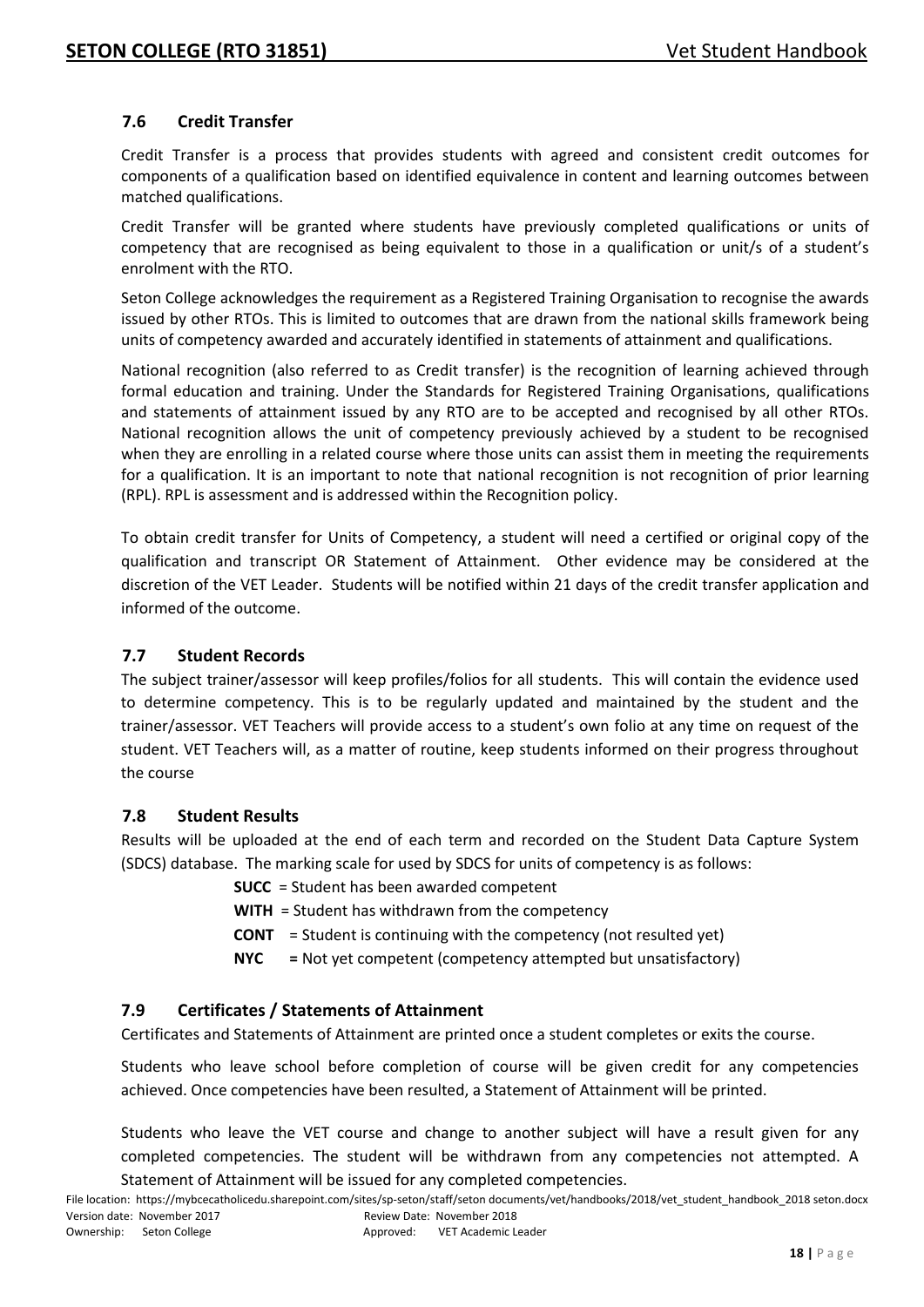## 7.6 Credit Transfer

Credit Transfer is a process that provides students with agreed and consistent credit outcomes for components of a qualification based on identified equivalence in content and learning outcomes between matched qualifications.

Credit Transfer will be granted where students have previously completed qualifications or units of competency that are recognised as being equivalent to those in a qualification or unit/s of a student's enrolment with the RTO.

Seton College acknowledges the requirement as a Registered Training Organisation to recognise the awards issued by other RTOs. This is limited to outcomes that are drawn from the national skills framework being units of competency awarded and accurately identified in statements of attainment and qualifications.

National recognition (also referred to as Credit transfer) is the recognition of learning achieved through formal education and training. Under the Standards for Registered Training Organisations, qualifications and statements of attainment issued by any RTO are to be accepted and recognised by all other RTOs. National recognition allows the unit of competency previously achieved by a student to be recognised when they are enrolling in a related course where those units can assist them in meeting the requirements for a qualification. It is an important to note that national recognition is not recognition of prior learning (RPL). RPL is assessment and is addressed within the Recognition policy.

To obtain credit transfer for Units of Competency, a student will need a certified or original copy of the qualification and transcript OR Statement of Attainment. Other evidence may be considered at the discretion of the VET Leader. Students will be notified within 21 days of the credit transfer application and informed of the outcome.

## 7.7 Student Records

The subject trainer/assessor will keep profiles/folios for all students. This will contain the evidence used to determine competency. This is to be regularly updated and maintained by the student and the trainer/assessor. VET Teachers will provide access to a student's own folio at any time on request of the student. VET Teachers will, as a matter of routine, keep students informed on their progress throughout the course

## 7.8 Student Results

Results will be uploaded at the end of each term and recorded on the Student Data Capture System (SDCS) database. The marking scale for used by SDCS for units of competency is as follows:

- **SUCC** = Student has been awarded competent
- **WITH** = Student has withdrawn from the competency
- **CONT** = Student is continuing with the competency (not resulted yet)
- **NYC** = Not yet competent (competency attempted but unsatisfactory)

## 7.9 Certificates / Statements of Attainment

Certificates and Statements of Attainment are printed once a student completes or exits the course.

Students who leave school before completion of course will be given credit for any competencies achieved. Once competencies have been resulted, a Statement of Attainment will be printed.

Students who leave the VET course and change to another subject will have a result given for any completed competencies. The student will be withdrawn from any competencies not attempted. A Statement of Attainment will be issued for any completed competencies.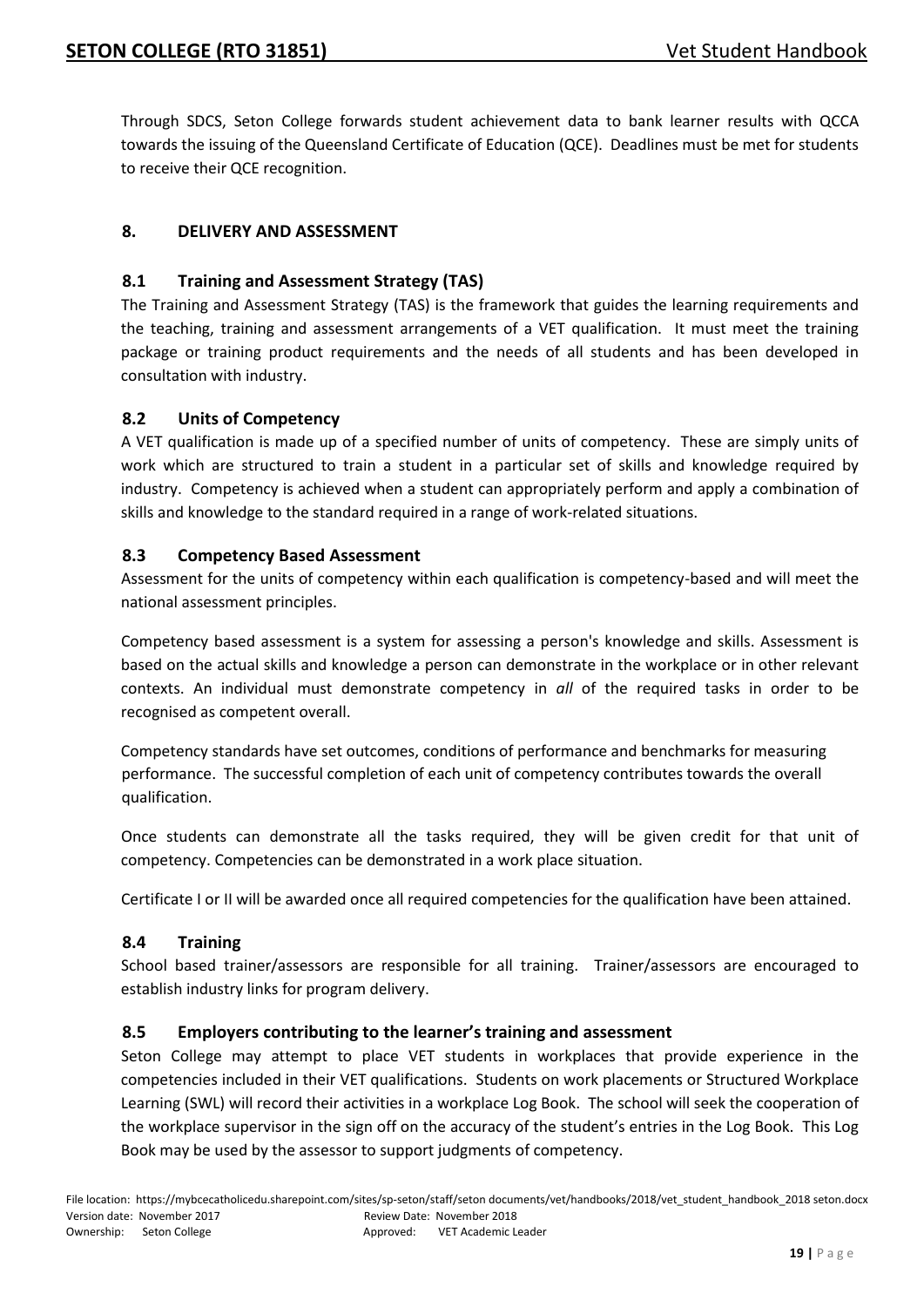Through SDCS, Seton College forwards student achievement data to bank learner results with QCCA towards the issuing of the Queensland Certificate of Education (QCE). Deadlines must be met for students to receive their QCE recognition.

## 8. DELIVERY AND ASSESSMENT

### 8.1 Training and Assessment Strategy (TAS)

The Training and Assessment Strategy (TAS) is the framework that guides the learning requirements and the teaching, training and assessment arrangements of a VET qualification. It must meet the training package or training product requirements and the needs of all students and has been developed in consultation with industry.

### 8.2 Units of Competency

A VET qualification is made up of a specified number of units of competency. These are simply units of work which are structured to train a student in a particular set of skills and knowledge required by industry. Competency is achieved when a student can appropriately perform and apply a combination of skills and knowledge to the standard required in a range of work-related situations.

### 8.3 Competency Based Assessment

Assessment for the units of competency within each qualification is competency-based and will meet the national assessment principles.

Competency based assessment is a system for assessing a person's knowledge and skills. Assessment is based on the actual skills and knowledge a person can demonstrate in the workplace or in other relevant contexts. An individual must demonstrate competency in *all* of the required tasks in order to be recognised as competent overall.

Competency standards have set outcomes, conditions of performance and benchmarks for measuring performance. The successful completion of each unit of competency contributes towards the overall qualification.

Once students can demonstrate all the tasks required, they will be given credit for that unit of competency. Competencies can be demonstrated in a work place situation.

Certificate I or II will be awarded once all required competencies for the qualification have been attained.

### 8.4 Training

School based trainer/assessors are responsible for all training. Trainer/assessors are encouraged to establish industry links for program delivery.

### 8.5 Employers contributing to the learner's training and assessment

Seton College may attempt to place VET students in workplaces that provide experience in the competencies included in their VET qualifications. Students on work placements or Structured Workplace Learning (SWL) will record their activities in a workplace Log Book. The school will seek the cooperation of the workplace supervisor in the sign off on the accuracy of the student's entries in the Log Book. This Log Book may be used by the assessor to support judgments of competency.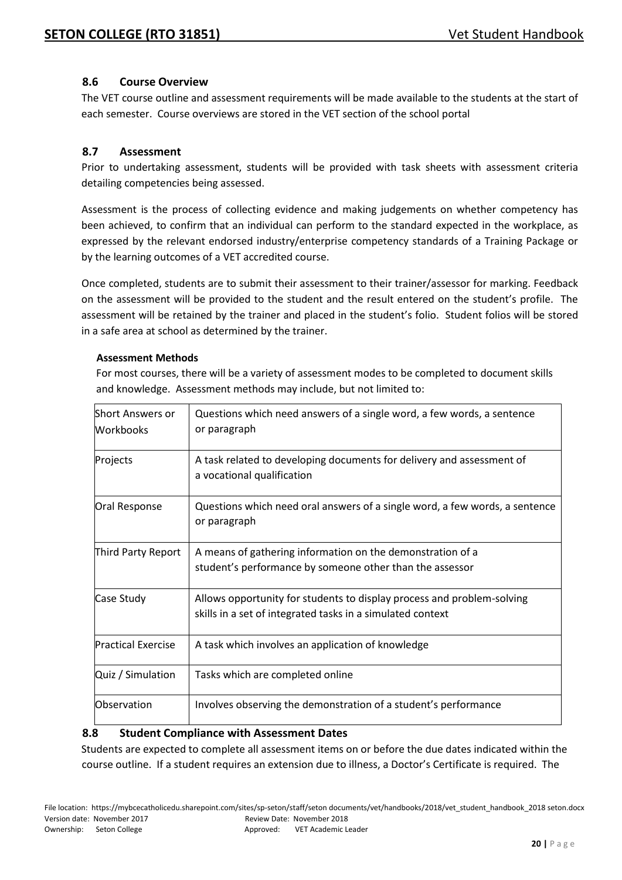### 8.6 Course Overview

The VET course outline and assessment requirements will be made available to the students at the start of each semester. Course overviews are stored in the VET section of the school portal

### 8.7 Assessment

Prior to undertaking assessment, students will be provided with task sheets with assessment criteria detailing competencies being assessed.

Assessment is the process of collecting evidence and making judgements on whether competency has been achieved, to confirm that an individual can perform to the standard expected in the workplace, as expressed by the relevant endorsed industry/enterprise competency standards of a Training Package or by the learning outcomes of a VET accredited course.

Once completed, students are to submit their assessment to their trainer/assessor for marking. Feedback on the assessment will be provided to the student and the result entered on the student's profile. The assessment will be retained by the trainer and placed in the student's folio. Student folios will be stored in a safe area at school as determined by the trainer.

**Assessment Methods**

For most courses, there will be a variety of assessment modes to be completed to document skills and knowledge. Assessment methods may include, but not limited to:

| Method | Description |
|---|---|
| Short Answers or Workbooks | Questions which need answers of a single word, a few words, a sentence or paragraph |
| Projects | A task related to developing documents for delivery and assessment of a vocational qualification |
| Oral Response | Questions which need oral answers of a single word, a few words, a sentence or paragraph |
| Third Party Report | A means of gathering information on the demonstration of a student's performance by someone other than the assessor |
| Case Study | Allows opportunity for students to display process and problem-solving skills in a set of integrated tasks in a simulated context |
| Practical Exercise | A task which involves an application of knowledge |
| Quiz / Simulation | Tasks which are completed online |
| Observation | Involves observing the demonstration of a student's performance |

### 8.8 Student Compliance with Assessment Dates

Students are expected to complete all assessment items on or before the due dates indicated within the course outline. If a student requires an extension due to illness, a Doctor's Certificate is required. The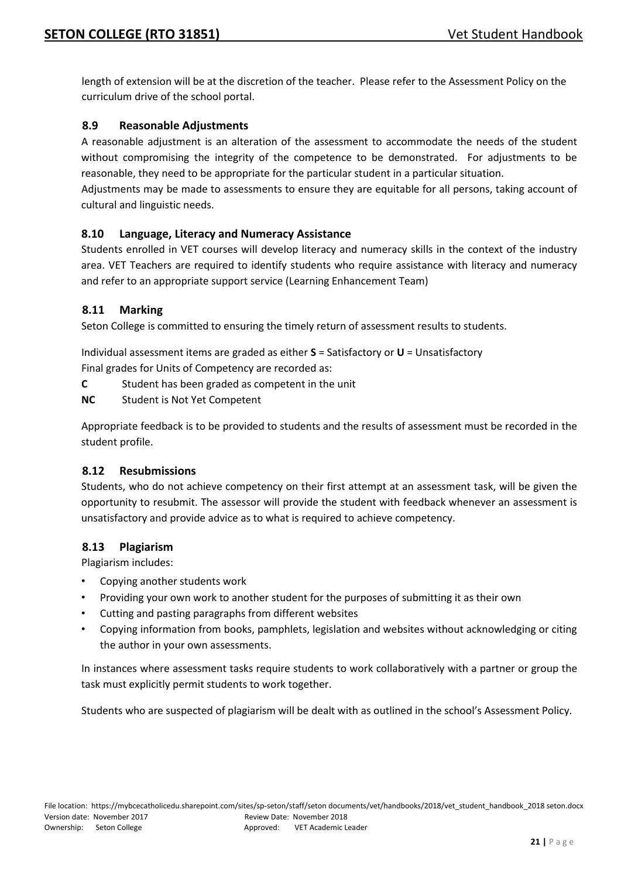length of extension will be at the discretion of the teacher. Please refer to the Assessment Policy on the curriculum drive of the school portal.

### 8.9 Reasonable Adjustments

A reasonable adjustment is an alteration of the assessment to accommodate the needs of the student without compromising the integrity of the competence to be demonstrated. For adjustments to be reasonable, they need to be appropriate for the particular student in a particular situation.

Adjustments may be made to assessments to ensure they are equitable for all persons, taking account of cultural and linguistic needs.

### 8.10 Language, Literacy and Numeracy Assistance

Students enrolled in VET courses will develop literacy and numeracy skills in the context of the industry area. VET Teachers are required to identify students who require assistance with literacy and numeracy and refer to an appropriate support service (Learning Enhancement Team)

### 8.11 Marking

Seton College is committed to ensuring the timely return of assessment results to students.

Individual assessment items are graded as either **S** = Satisfactory or **U** = Unsatisfactory

Final grades for Units of Competency are recorded as:

**C** Student has been graded as competent in the unit

**NC** Student is Not Yet Competent

Appropriate feedback is to be provided to students and the results of assessment must be recorded in the student profile.

### 8.12 Resubmissions

Students, who do not achieve competency on their first attempt at an assessment task, will be given the opportunity to resubmit. The assessor will provide the student with feedback whenever an assessment is unsatisfactory and provide advice as to what is required to achieve competency.

### 8.13 Plagiarism

Plagiarism includes:

- Copying another students work
- Providing your own work to another student for the purposes of submitting it as their own
- Cutting and pasting paragraphs from different websites
- Copying information from books, pamphlets, legislation and websites without acknowledging or citing the author in your own assessments.

In instances where assessment tasks require students to work collaboratively with a partner or group the task must explicitly permit students to work together.

Students who are suspected of plagiarism will be dealt with as outlined in the school's Assessment Policy.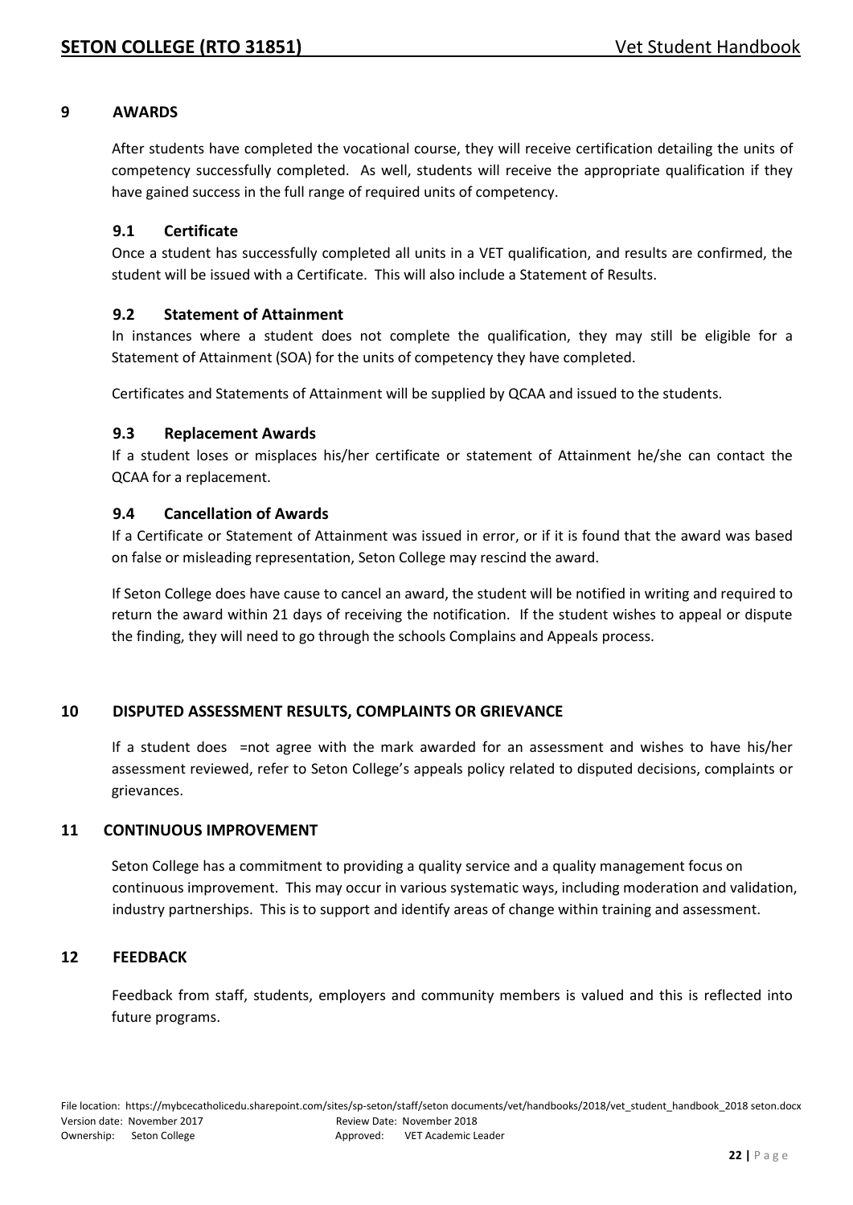## 9 AWARDS

After students have completed the vocational course, they will receive certification detailing the units of competency successfully completed. As well, students will receive the appropriate qualification if they have gained success in the full range of required units of competency.

### 9.1 Certificate

Once a student has successfully completed all units in a VET qualification, and results are confirmed, the student will be issued with a Certificate. This will also include a Statement of Results.

### 9.2 Statement of Attainment

In instances where a student does not complete the qualification, they may still be eligible for a Statement of Attainment (SOA) for the units of competency they have completed.

Certificates and Statements of Attainment will be supplied by QCAA and issued to the students.

### 9.3 Replacement Awards

If a student loses or misplaces his/her certificate or statement of Attainment he/she can contact the QCAA for a replacement.

### 9.4 Cancellation of Awards

If a Certificate or Statement of Attainment was issued in error, or if it is found that the award was based on false or misleading representation, Seton College may rescind the award.

If Seton College does have cause to cancel an award, the student will be notified in writing and required to return the award within 21 days of receiving the notification. If the student wishes to appeal or dispute the finding, they will need to go through the schools Complains and Appeals process.

## 10 DISPUTED ASSESSMENT RESULTS, COMPLAINTS OR GRIEVANCE

If a student does =not agree with the mark awarded for an assessment and wishes to have his/her assessment reviewed, refer to Seton College's appeals policy related to disputed decisions, complaints or grievances.

## 11 CONTINUOUS IMPROVEMENT

Seton College has a commitment to providing a quality service and a quality management focus on continuous improvement. This may occur in various systematic ways, including moderation and validation, industry partnerships. This is to support and identify areas of change within training and assessment.

## 12 FEEDBACK

Feedback from staff, students, employers and community members is valued and this is reflected into future programs.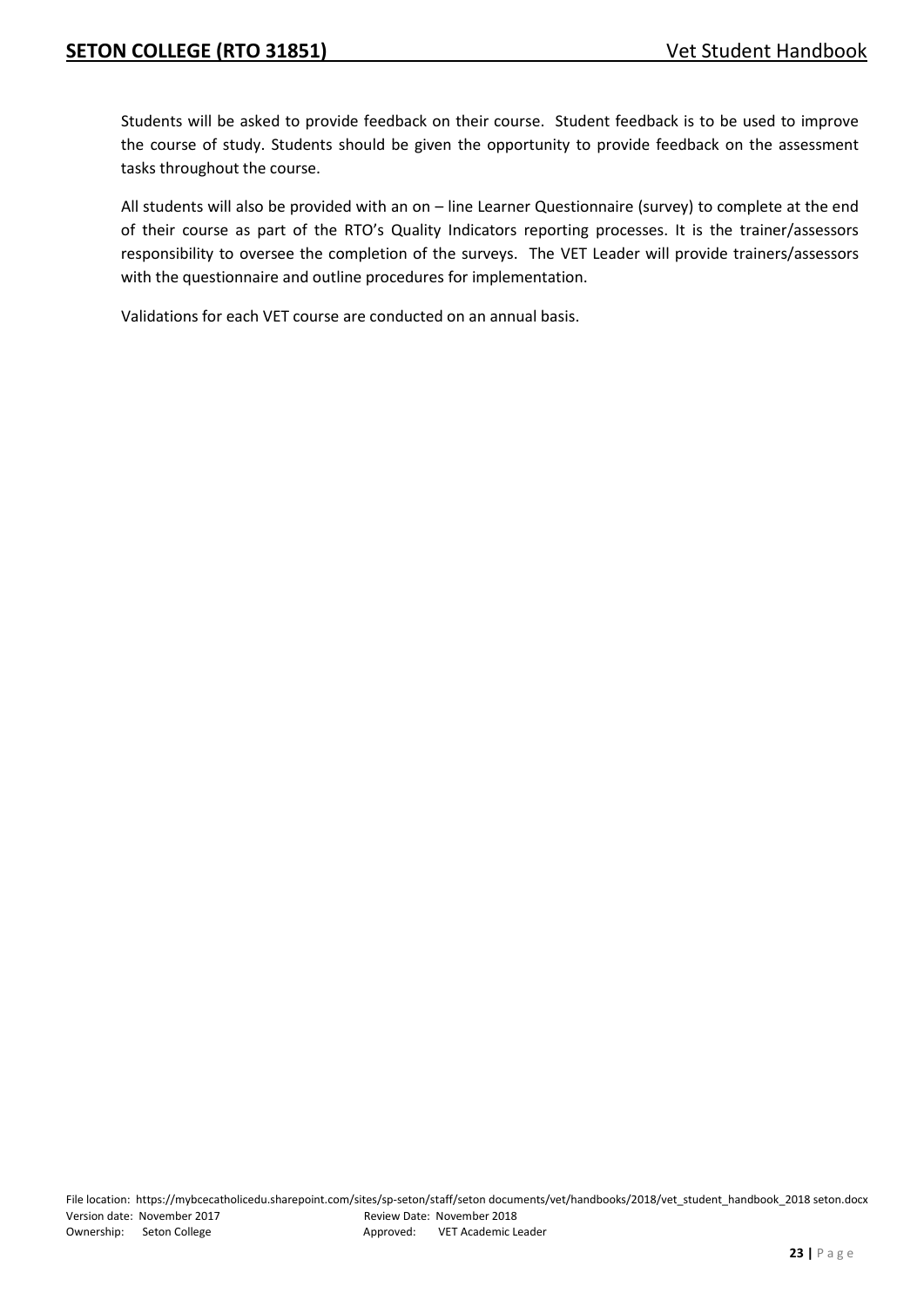Students will be asked to provide feedback on their course. Student feedback is to be used to improve the course of study. Students should be given the opportunity to provide feedback on the assessment tasks throughout the course.

All students will also be provided with an on – line Learner Questionnaire (survey) to complete at the end of their course as part of the RTO's Quality Indicators reporting processes. It is the trainer/assessors responsibility to oversee the completion of the surveys. The VET Leader will provide trainers/assessors with the questionnaire and outline procedures for implementation.

Validations for each VET course are conducted on an annual basis.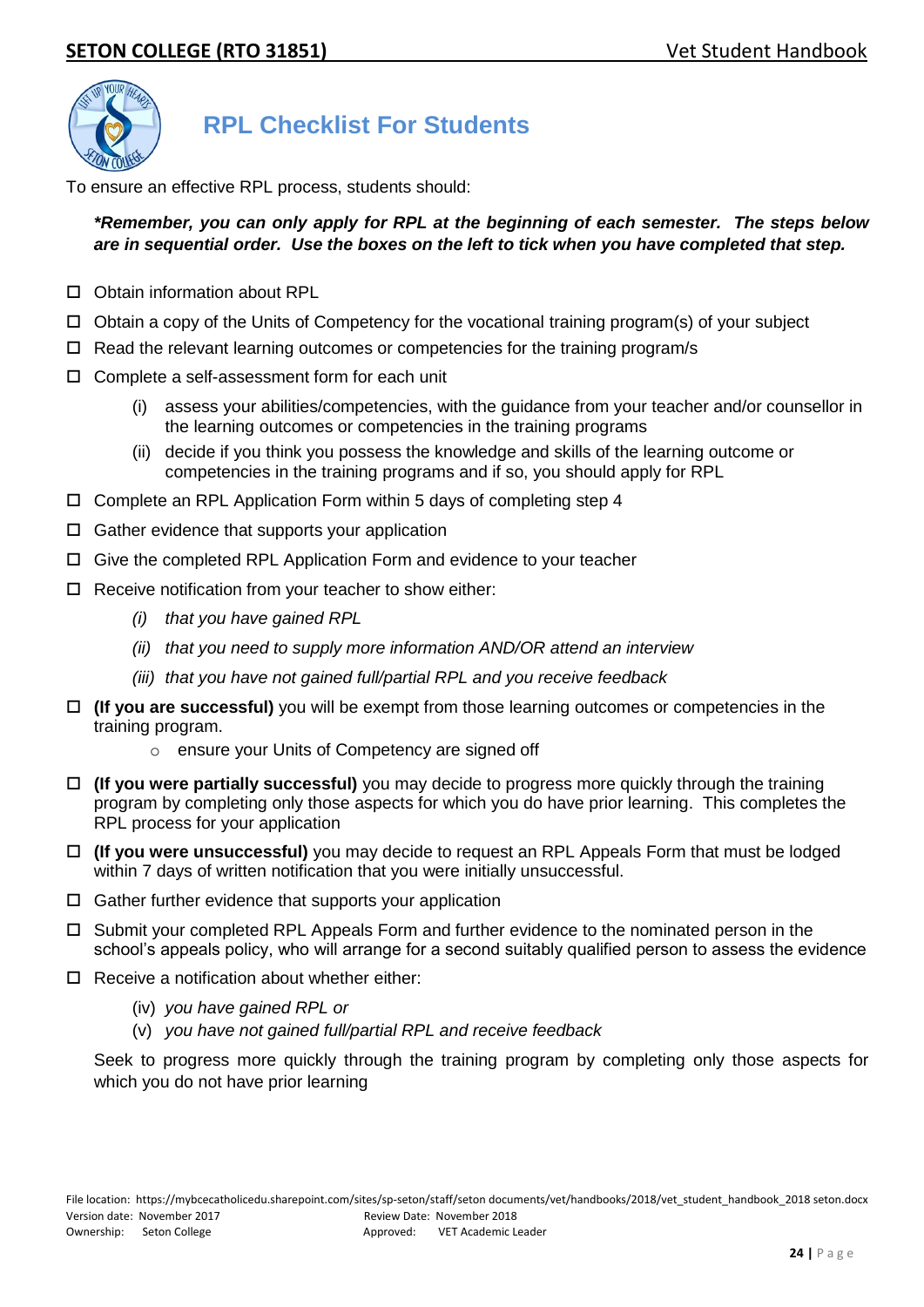## RPL Checklist For Students

To ensure an effective RPL process, students should:

***Remember, you can only apply for RPL at the beginning of each semester. The steps below are in sequential order. Use the boxes on the left to tick when you have completed that step.***

- ☐ Obtain information about RPL
- ☐ Obtain a copy of the Units of Competency for the vocational training program(s) of your subject
- ☐ Read the relevant learning outcomes or competencies for the training program/s
- ☐ Complete a self-assessment form for each unit
  - (i) assess your abilities/competencies, with the guidance from your teacher and/or counsellor in the learning outcomes or competencies in the training programs
  - (ii) decide if you think you possess the knowledge and skills of the learning outcome or competencies in the training programs and if so, you should apply for RPL
- ☐ Complete an RPL Application Form within 5 days of completing step 4
- ☐ Gather evidence that supports your application
- ☐ Give the completed RPL Application Form and evidence to your teacher
- ☐ Receive notification from your teacher to show either:
  - *(i) that you have gained RPL*
  - *(ii) that you need to supply more information AND/OR attend an interview*
  - *(iii) that you have not gained full/partial RPL and you receive feedback*
- ☐ **(If you are successful)** you will be exempt from those learning outcomes or competencies in the training program.
  - ensure your Units of Competency are signed off
- ☐ **(If you were partially successful)** you may decide to progress more quickly through the training program by completing only those aspects for which you do have prior learning. This completes the RPL process for your application
- ☐ **(If you were unsuccessful)** you may decide to request an RPL Appeals Form that must be lodged within 7 days of written notification that you were initially unsuccessful.
- ☐ Gather further evidence that supports your application
- ☐ Submit your completed RPL Appeals Form and further evidence to the nominated person in the school's appeals policy, who will arrange for a second suitably qualified person to assess the evidence
- ☐ Receive a notification about whether either:
  - (iv) *you have gained RPL or*
  - (v) *you have not gained full/partial RPL and receive feedback*

Seek to progress more quickly through the training program by completing only those aspects for which you do not have prior learning

File location: https://mybcecatholicedu.sharepoint.com/sites/sp-seton/staff/seton documents/vet/handbooks/2018/vet_student_handbook_2018 seton.docx
Version date: November 2017 Review Date: November 2018
Ownership: Seton College Approved: VET Academic Leader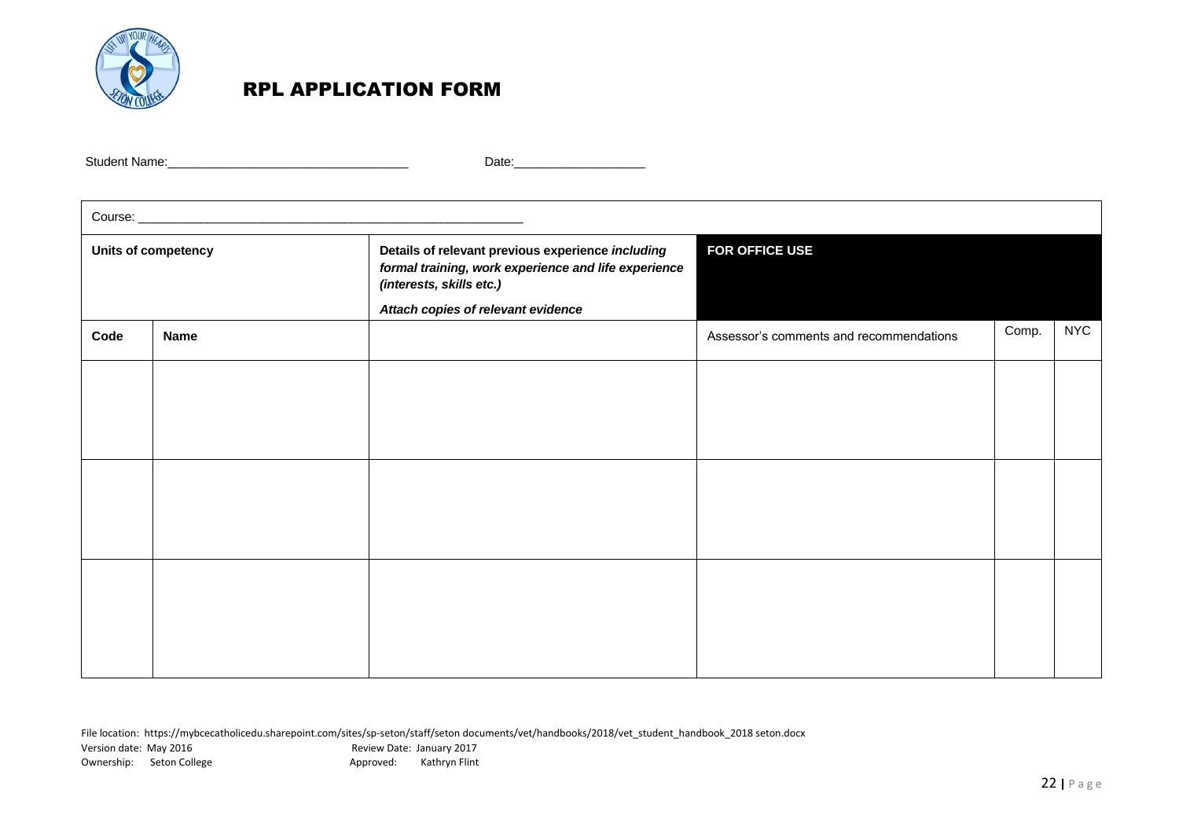# RPL APPLICATION FORM

Student Name:___________________________________ Date:___________________

| Course: ___________________________________________________________ | | | | | |
|---|---|---|---|---|---|
| **Units of competency** | | **Details of relevant previous experience *including formal training, work experience and life experience (interests, skills etc.)*** <br><br> ***Attach copies of relevant evidence*** | **FOR OFFICE USE** | | |
| **Code** | **Name** | | Assessor's comments and recommendations | Comp. | NYC |
| | | | | | |
| | | | | | |
| | | | | | |

File location: https://mybcecatholicedu.sharepoint.com/sites/sp-seton/staff/seton documents/vet/handbooks/2018/vet_student_handbook_2018 seton.docx
Version date: May 2016 Review Date: January 2017
Ownership: Seton College Approved: Kathryn Flint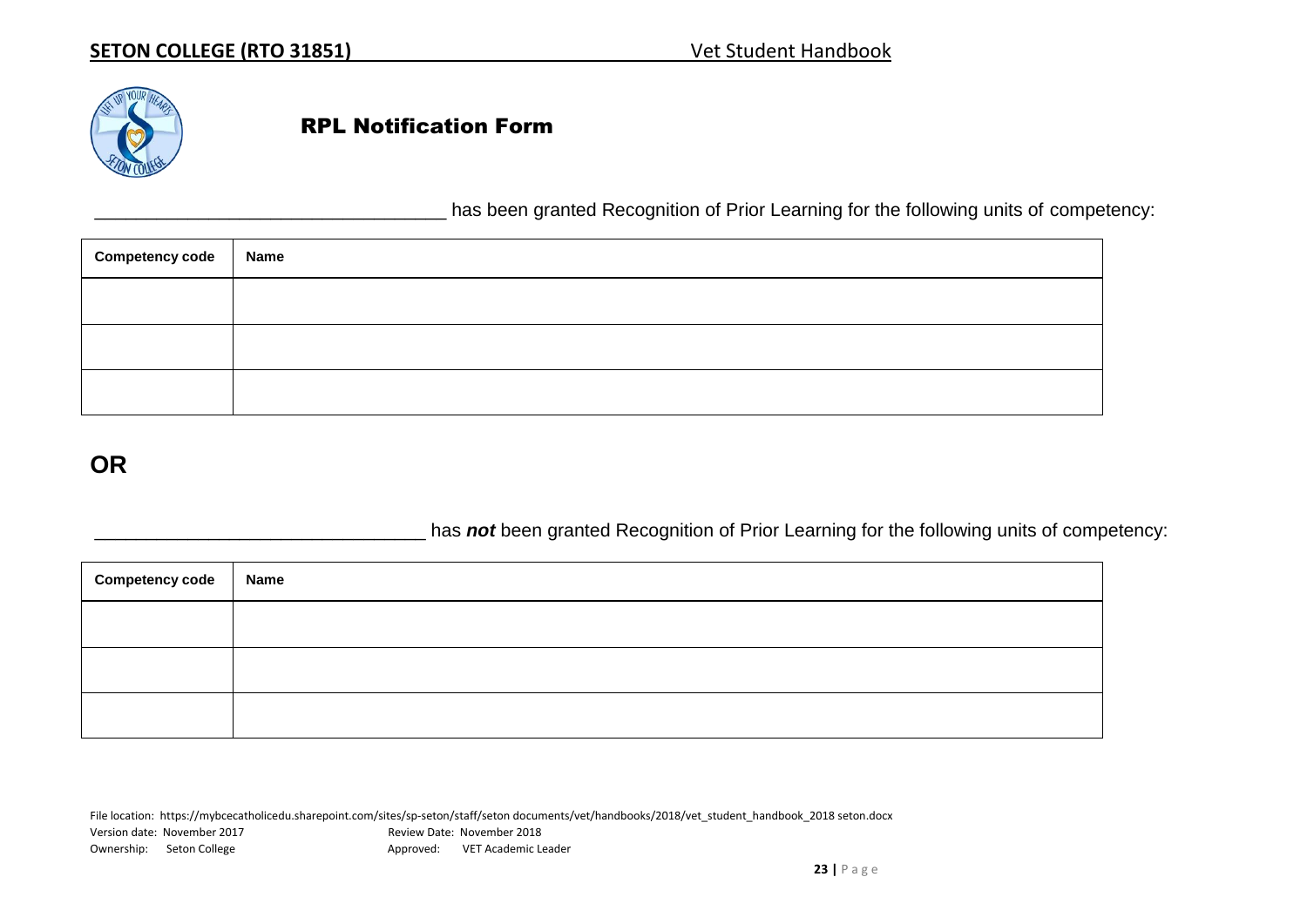# RPL Notification Form

___________________________________ has been granted Recognition of Prior Learning for the following units of competency:

| Competency code | Name |
| --- | --- |
| | |
| | |
| | |

## OR

_________________________________ has ***not*** been granted Recognition of Prior Learning for the following units of competency:

| Competency code | Name |
| --- | --- |
| | |
| | |
| | |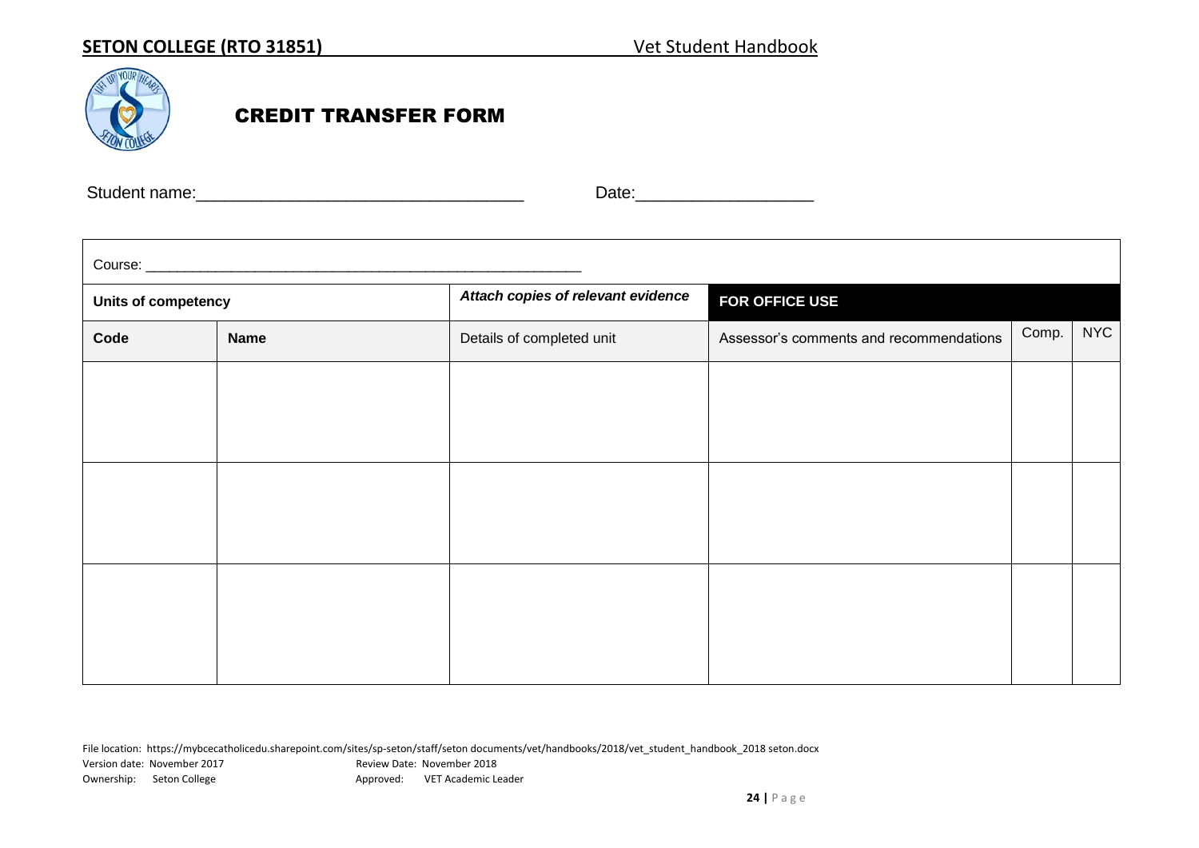# CREDIT TRANSFER FORM

Student name:___________________________________ Date:___________________

| Course: ______________________________________________________ | | | | | |
|---|---|---|---|---|---|
| **Units of competency** | | ***Attach copies of relevant evidence*** | **FOR OFFICE USE** | | |
| **Code** | **Name** | Details of completed unit | Assessor's comments and recommendations | Comp. | NYC |
| | | | | | |
| | | | | | |
| | | | | | |

File location: https://mybcecatholicedu.sharepoint.com/sites/sp-seton/staff/seton documents/vet/handbooks/2018/vet_student_handbook_2018 seton.docx
Version date: November 2017 Review Date: November 2018
Ownership: Seton College Approved: VET Academic Leader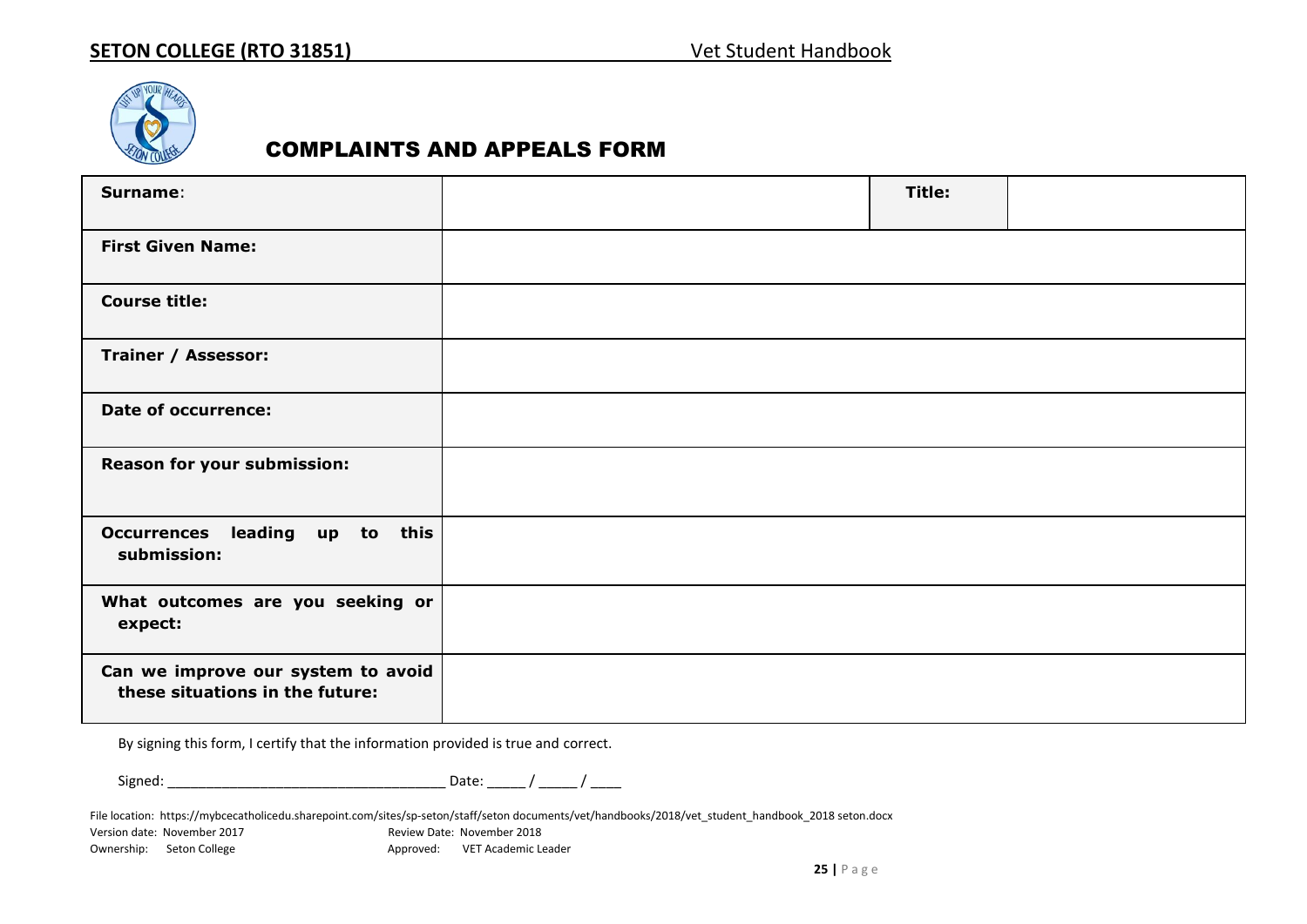# COMPLAINTS AND APPEALS FORM

| | | | |
|---|---|---|---|
| **Surname**: | | **Title:** | |
| **First Given Name:** | | | |
| **Course title:** | | | |
| **Trainer / Assessor:** | | | |
| **Date of occurrence:** | | | |
| **Reason for your submission:** | | | |
| **Occurrences leading up to this submission:** | | | |
| **What outcomes are you seeking or expect:** | | | |
| **Can we improve our system to avoid these situations in the future:** | | | |

By signing this form, I certify that the information provided is true and correct.

Signed: __________________________________ Date: _____ / _____ / ____

File location: https://mybcecatholicedu.sharepoint.com/sites/sp-seton/staff/seton documents/vet/handbooks/2018/vet_student_handbook_2018 seton.docx
Version date: November 2017 Review Date: November 2018
Ownership: Seton College Approved: VET Academic Leader